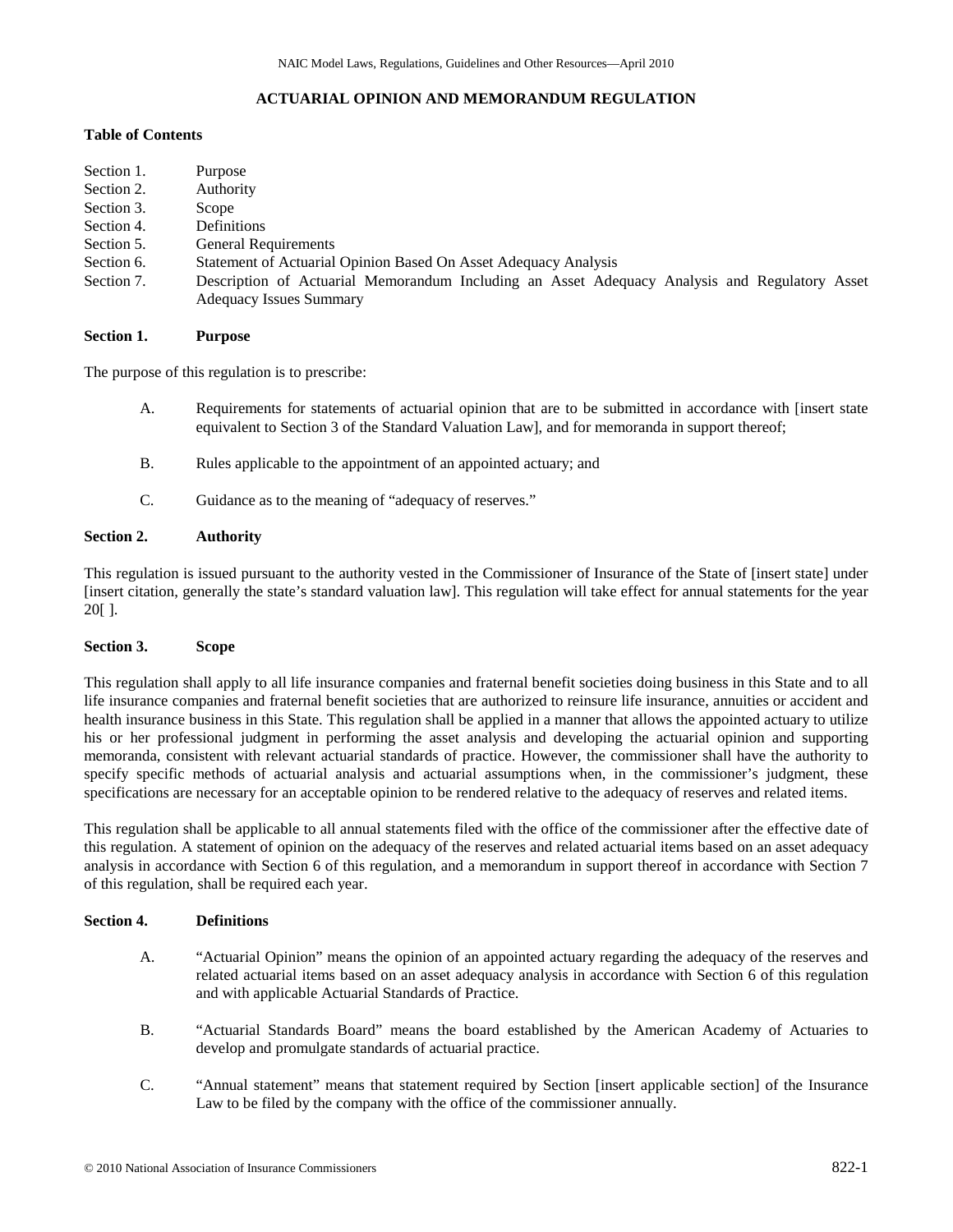# ACTUARIAL OPINION AND MEMORANDUM REGULATION

**Table of Contents**

| | |
|---|---|
| Section 1. | Purpose |
| Section 2. | Authority |
| Section 3. | Scope |
| Section 4. | Definitions |
| Section 5. | General Requirements |
| Section 6. | Statement of Actuarial Opinion Based On Asset Adequacy Analysis |
| Section 7. | Description of Actuarial Memorandum Including an Asset Adequacy Analysis and Regulatory Asset Adequacy Issues Summary |

## Section 1. Purpose

The purpose of this regulation is to prescribe:

A. Requirements for statements of actuarial opinion that are to be submitted in accordance with [insert state equivalent to Section 3 of the Standard Valuation Law], and for memoranda in support thereof;

B. Rules applicable to the appointment of an appointed actuary; and

C. Guidance as to the meaning of "adequacy of reserves."

## Section 2. Authority

This regulation is issued pursuant to the authority vested in the Commissioner of Insurance of the State of [insert state] under [insert citation, generally the state's standard valuation law]. This regulation will take effect for annual statements for the year 20[ ].

## Section 3. Scope

This regulation shall apply to all life insurance companies and fraternal benefit societies doing business in this State and to all life insurance companies and fraternal benefit societies that are authorized to reinsure life insurance, annuities or accident and health insurance business in this State. This regulation shall be applied in a manner that allows the appointed actuary to utilize his or her professional judgment in performing the asset analysis and developing the actuarial opinion and supporting memoranda, consistent with relevant actuarial standards of practice. However, the commissioner shall have the authority to specify specific methods of actuarial analysis and actuarial assumptions when, in the commissioner's judgment, these specifications are necessary for an acceptable opinion to be rendered relative to the adequacy of reserves and related items.

This regulation shall be applicable to all annual statements filed with the office of the commissioner after the effective date of this regulation. A statement of opinion on the adequacy of the reserves and related actuarial items based on an asset adequacy analysis in accordance with Section 6 of this regulation, and a memorandum in support thereof in accordance with Section 7 of this regulation, shall be required each year.

## Section 4. Definitions

A. "Actuarial Opinion" means the opinion of an appointed actuary regarding the adequacy of the reserves and related actuarial items based on an asset adequacy analysis in accordance with Section 6 of this regulation and with applicable Actuarial Standards of Practice.

B. "Actuarial Standards Board" means the board established by the American Academy of Actuaries to develop and promulgate standards of actuarial practice.

C. "Annual statement" means that statement required by Section [insert applicable section] of the Insurance Law to be filed by the company with the office of the commissioner annually.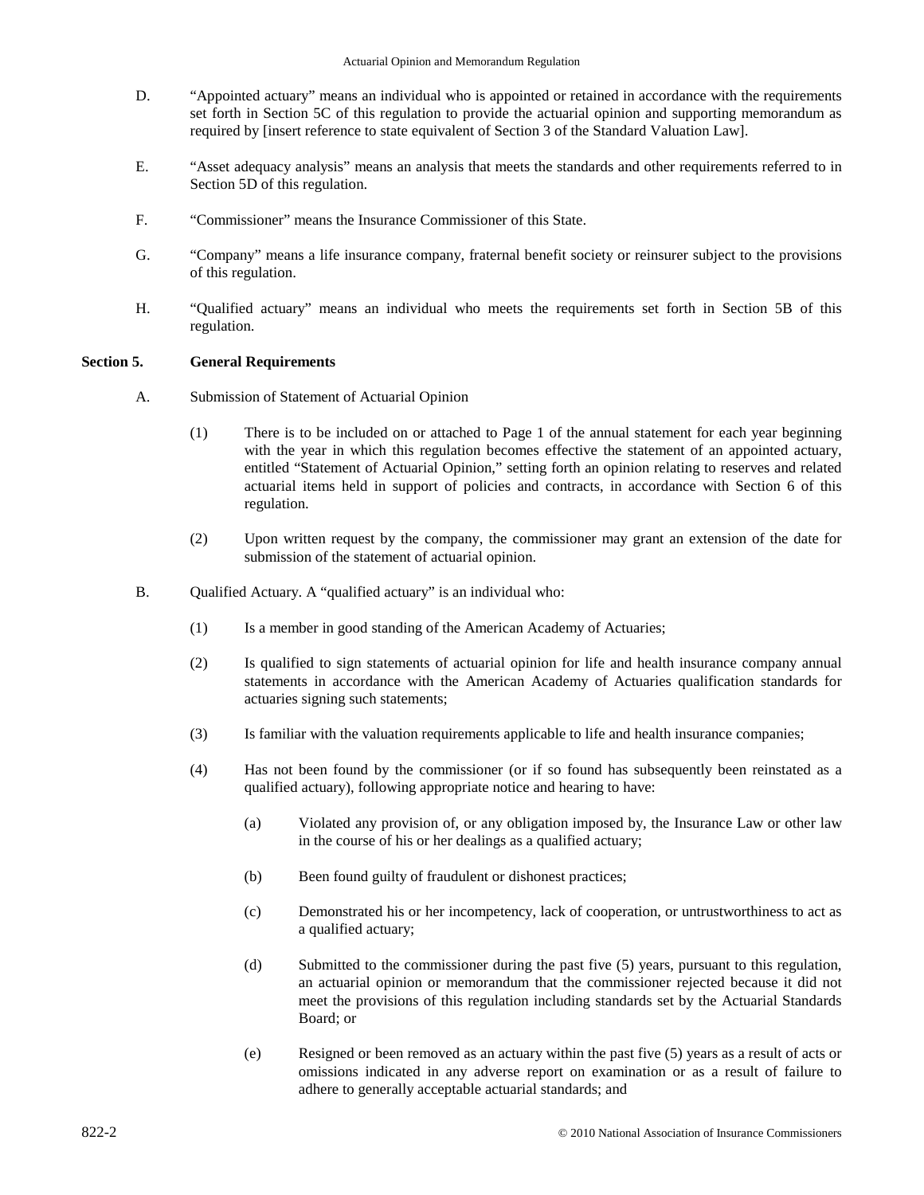D. "Appointed actuary" means an individual who is appointed or retained in accordance with the requirements set forth in Section 5C of this regulation to provide the actuarial opinion and supporting memorandum as required by [insert reference to state equivalent of Section 3 of the Standard Valuation Law].

E. "Asset adequacy analysis" means an analysis that meets the standards and other requirements referred to in Section 5D of this regulation.

F. "Commissioner" means the Insurance Commissioner of this State.

G. "Company" means a life insurance company, fraternal benefit society or reinsurer subject to the provisions of this regulation.

H. "Qualified actuary" means an individual who meets the requirements set forth in Section 5B of this regulation.

## Section 5. General Requirements

A. Submission of Statement of Actuarial Opinion

(1) There is to be included on or attached to Page 1 of the annual statement for each year beginning with the year in which this regulation becomes effective the statement of an appointed actuary, entitled "Statement of Actuarial Opinion," setting forth an opinion relating to reserves and related actuarial items held in support of policies and contracts, in accordance with Section 6 of this regulation.

(2) Upon written request by the company, the commissioner may grant an extension of the date for submission of the statement of actuarial opinion.

B. Qualified Actuary. A "qualified actuary" is an individual who:

(1) Is a member in good standing of the American Academy of Actuaries;

(2) Is qualified to sign statements of actuarial opinion for life and health insurance company annual statements in accordance with the American Academy of Actuaries qualification standards for actuaries signing such statements;

(3) Is familiar with the valuation requirements applicable to life and health insurance companies;

(4) Has not been found by the commissioner (or if so found has subsequently been reinstated as a qualified actuary), following appropriate notice and hearing to have:

(a) Violated any provision of, or any obligation imposed by, the Insurance Law or other law in the course of his or her dealings as a qualified actuary;

(b) Been found guilty of fraudulent or dishonest practices;

(c) Demonstrated his or her incompetency, lack of cooperation, or untrustworthiness to act as a qualified actuary;

(d) Submitted to the commissioner during the past five (5) years, pursuant to this regulation, an actuarial opinion or memorandum that the commissioner rejected because it did not meet the provisions of this regulation including standards set by the Actuarial Standards Board; or

(e) Resigned or been removed as an actuary within the past five (5) years as a result of acts or omissions indicated in any adverse report on examination or as a result of failure to adhere to generally acceptable actuarial standards; and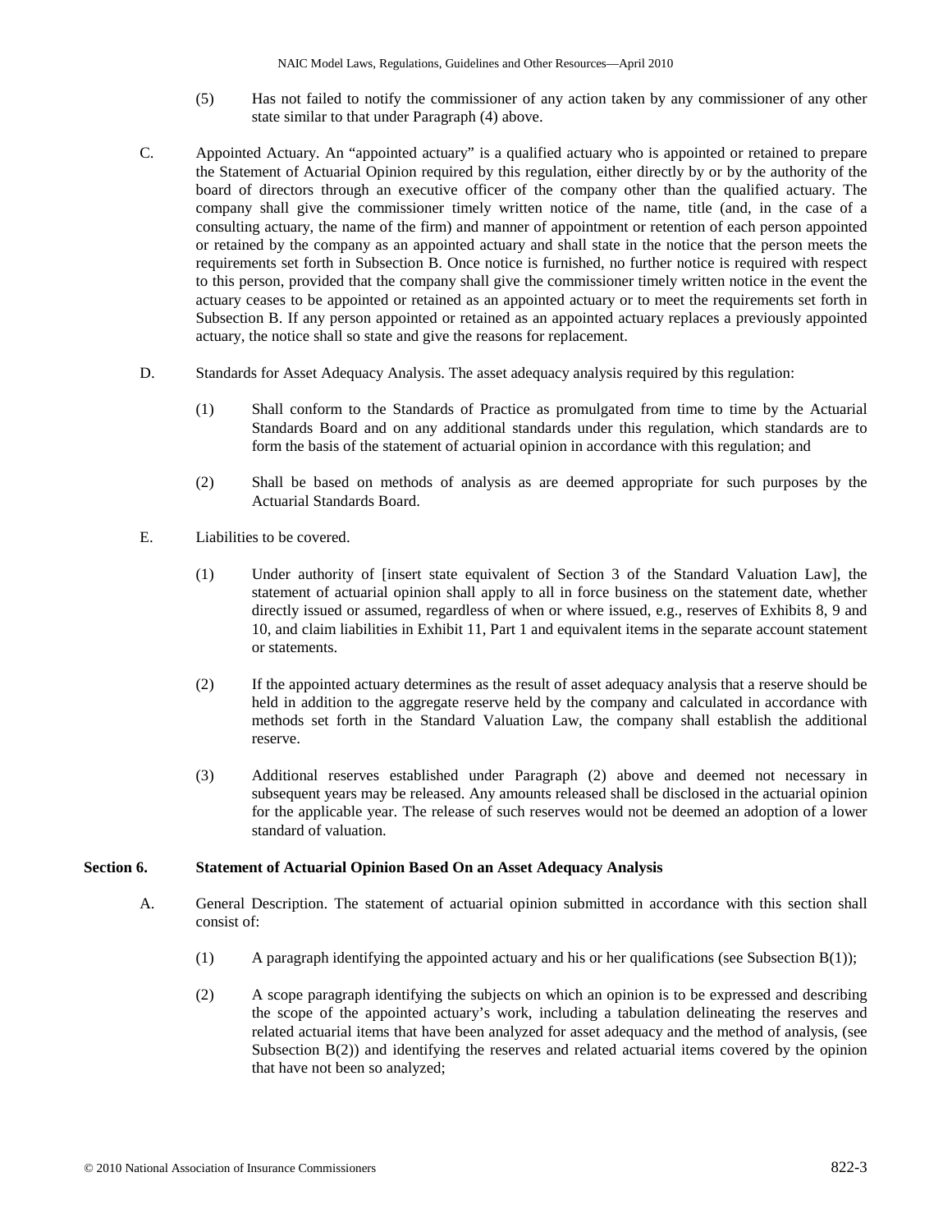(5) Has not failed to notify the commissioner of any action taken by any commissioner of any other state similar to that under Paragraph (4) above.

C. Appointed Actuary. An "appointed actuary" is a qualified actuary who is appointed or retained to prepare the Statement of Actuarial Opinion required by this regulation, either directly by or by the authority of the board of directors through an executive officer of the company other than the qualified actuary. The company shall give the commissioner timely written notice of the name, title (and, in the case of a consulting actuary, the name of the firm) and manner of appointment or retention of each person appointed or retained by the company as an appointed actuary and shall state in the notice that the person meets the requirements set forth in Subsection B. Once notice is furnished, no further notice is required with respect to this person, provided that the company shall give the commissioner timely written notice in the event the actuary ceases to be appointed or retained as an appointed actuary or to meet the requirements set forth in Subsection B. If any person appointed or retained as an appointed actuary replaces a previously appointed actuary, the notice shall so state and give the reasons for replacement.

D. Standards for Asset Adequacy Analysis. The asset adequacy analysis required by this regulation:

(1) Shall conform to the Standards of Practice as promulgated from time to time by the Actuarial Standards Board and on any additional standards under this regulation, which standards are to form the basis of the statement of actuarial opinion in accordance with this regulation; and

(2) Shall be based on methods of analysis as are deemed appropriate for such purposes by the Actuarial Standards Board.

E. Liabilities to be covered.

(1) Under authority of [insert state equivalent of Section 3 of the Standard Valuation Law], the statement of actuarial opinion shall apply to all in force business on the statement date, whether directly issued or assumed, regardless of when or where issued, e.g., reserves of Exhibits 8, 9 and 10, and claim liabilities in Exhibit 11, Part 1 and equivalent items in the separate account statement or statements.

(2) If the appointed actuary determines as the result of asset adequacy analysis that a reserve should be held in addition to the aggregate reserve held by the company and calculated in accordance with methods set forth in the Standard Valuation Law, the company shall establish the additional reserve.

(3) Additional reserves established under Paragraph (2) above and deemed not necessary in subsequent years may be released. Any amounts released shall be disclosed in the actuarial opinion for the applicable year. The release of such reserves would not be deemed an adoption of a lower standard of valuation.

## Section 6. Statement of Actuarial Opinion Based On an Asset Adequacy Analysis

A. General Description. The statement of actuarial opinion submitted in accordance with this section shall consist of:

(1) A paragraph identifying the appointed actuary and his or her qualifications (see Subsection B(1));

(2) A scope paragraph identifying the subjects on which an opinion is to be expressed and describing the scope of the appointed actuary's work, including a tabulation delineating the reserves and related actuarial items that have been analyzed for asset adequacy and the method of analysis, (see Subsection B(2)) and identifying the reserves and related actuarial items covered by the opinion that have not been so analyzed;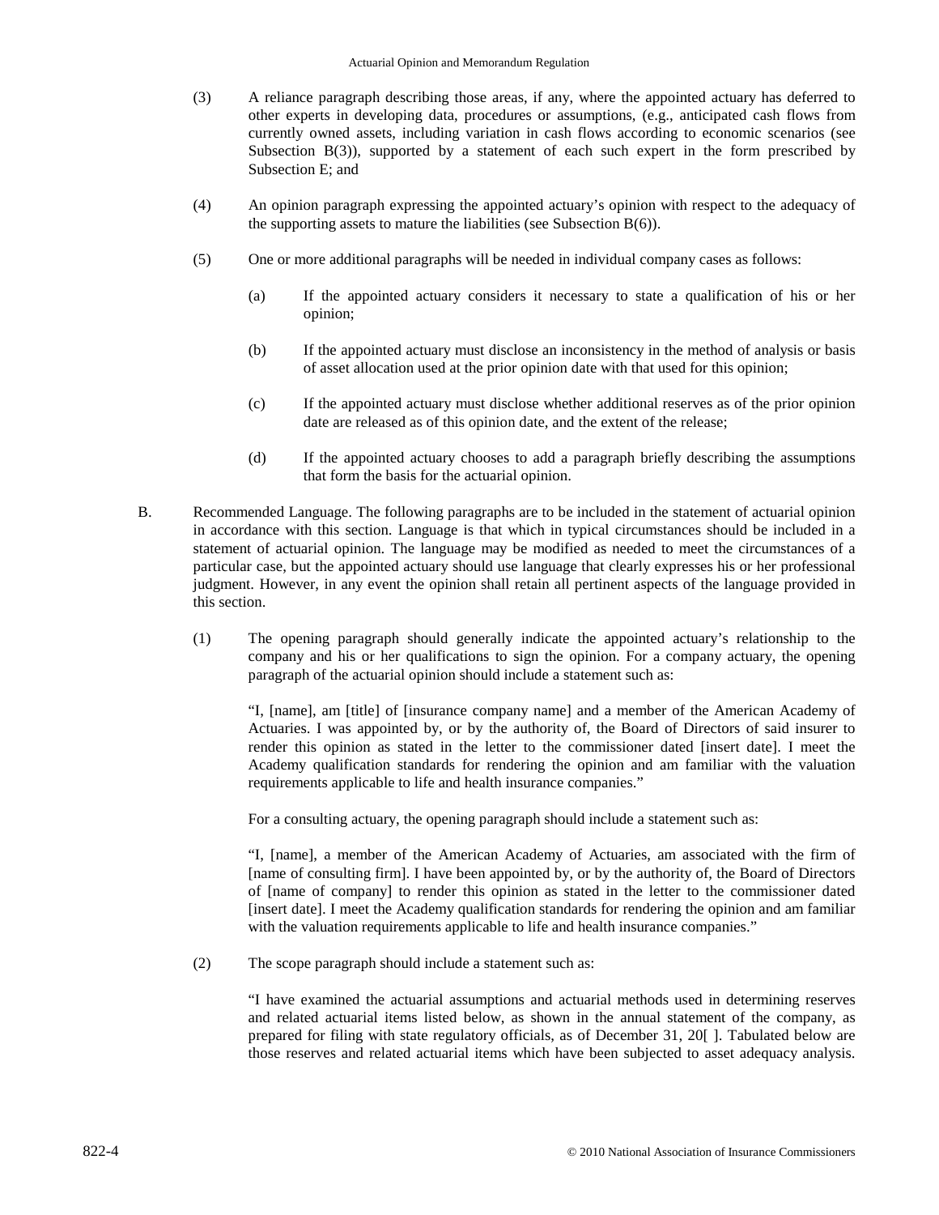(3) A reliance paragraph describing those areas, if any, where the appointed actuary has deferred to other experts in developing data, procedures or assumptions, (e.g., anticipated cash flows from currently owned assets, including variation in cash flows according to economic scenarios (see Subsection B(3)), supported by a statement of each such expert in the form prescribed by Subsection E; and

(4) An opinion paragraph expressing the appointed actuary's opinion with respect to the adequacy of the supporting assets to mature the liabilities (see Subsection B(6)).

(5) One or more additional paragraphs will be needed in individual company cases as follows:

(a) If the appointed actuary considers it necessary to state a qualification of his or her opinion;

(b) If the appointed actuary must disclose an inconsistency in the method of analysis or basis of asset allocation used at the prior opinion date with that used for this opinion;

(c) If the appointed actuary must disclose whether additional reserves as of the prior opinion date are released as of this opinion date, and the extent of the release;

(d) If the appointed actuary chooses to add a paragraph briefly describing the assumptions that form the basis for the actuarial opinion.

B. Recommended Language. The following paragraphs are to be included in the statement of actuarial opinion in accordance with this section. Language is that which in typical circumstances should be included in a statement of actuarial opinion. The language may be modified as needed to meet the circumstances of a particular case, but the appointed actuary should use language that clearly expresses his or her professional judgment. However, in any event the opinion shall retain all pertinent aspects of the language provided in this section.

(1) The opening paragraph should generally indicate the appointed actuary's relationship to the company and his or her qualifications to sign the opinion. For a company actuary, the opening paragraph of the actuarial opinion should include a statement such as:

"I, [name], am [title] of [insurance company name] and a member of the American Academy of Actuaries. I was appointed by, or by the authority of, the Board of Directors of said insurer to render this opinion as stated in the letter to the commissioner dated [insert date]. I meet the Academy qualification standards for rendering the opinion and am familiar with the valuation requirements applicable to life and health insurance companies."

For a consulting actuary, the opening paragraph should include a statement such as:

"I, [name], a member of the American Academy of Actuaries, am associated with the firm of [name of consulting firm]. I have been appointed by, or by the authority of, the Board of Directors of [name of company] to render this opinion as stated in the letter to the commissioner dated [insert date]. I meet the Academy qualification standards for rendering the opinion and am familiar with the valuation requirements applicable to life and health insurance companies."

(2) The scope paragraph should include a statement such as:

"I have examined the actuarial assumptions and actuarial methods used in determining reserves and related actuarial items listed below, as shown in the annual statement of the company, as prepared for filing with state regulatory officials, as of December 31, 20[ ]. Tabulated below are those reserves and related actuarial items which have been subjected to asset adequacy analysis.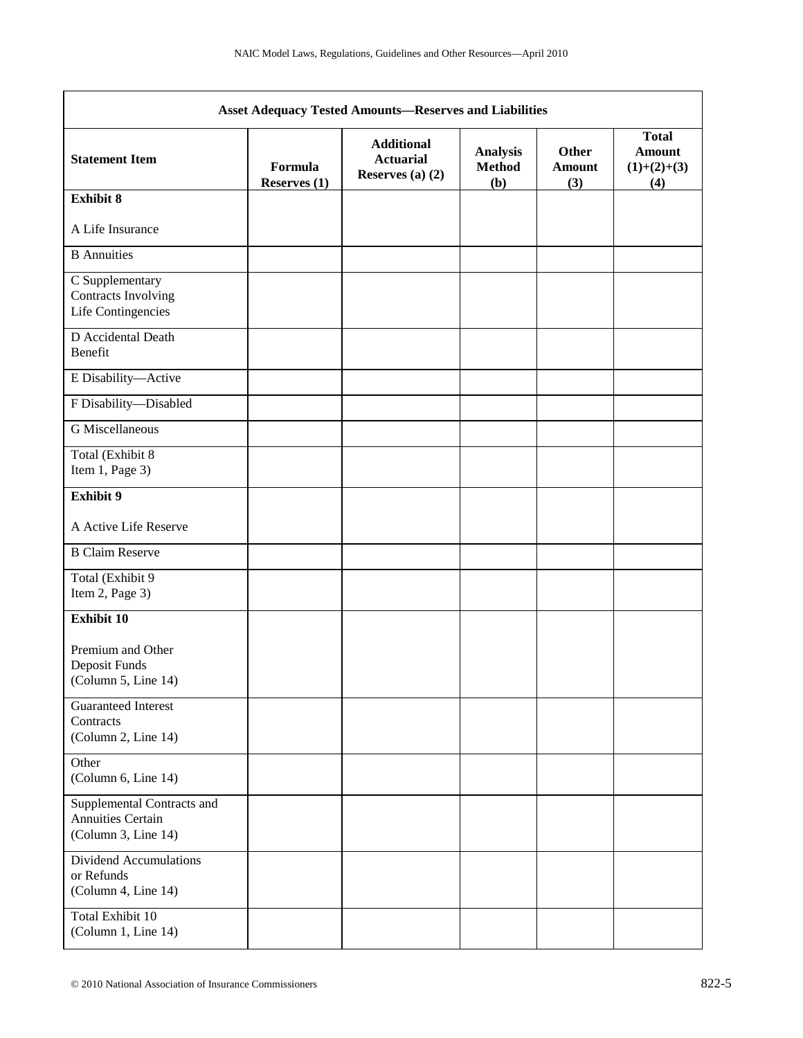| Asset Adequacy Tested Amounts—Reserves and Liabilities | | | | | |
|---|---|---|---|---|---|
| **Statement Item** | **Formula Reserves (1)** | **Additional Actuarial Reserves (a) (2)** | **Analysis Method (b)** | **Other Amount (3)** | **Total Amount (1)+(2)+(3) (4)** |
| **Exhibit 8**<br><br>A Life Insurance | | | | | |
| B Annuities | | | | | |
| C Supplementary Contracts Involving Life Contingencies | | | | | |
| D Accidental Death Benefit | | | | | |
| E Disability—Active | | | | | |
| F Disability—Disabled | | | | | |
| G Miscellaneous | | | | | |
| Total (Exhibit 8 Item 1, Page 3) | | | | | |
| **Exhibit 9**<br><br>A Active Life Reserve | | | | | |
| B Claim Reserve | | | | | |
| Total (Exhibit 9 Item 2, Page 3) | | | | | |
| **Exhibit 10**<br><br>Premium and Other Deposit Funds (Column 5, Line 14) | | | | | |
| Guaranteed Interest Contracts (Column 2, Line 14) | | | | | |
| Other (Column 6, Line 14) | | | | | |
| Supplemental Contracts and Annuities Certain (Column 3, Line 14) | | | | | |
| Dividend Accumulations or Refunds (Column 4, Line 14) | | | | | |
| Total Exhibit 10 (Column 1, Line 14) | | | | | |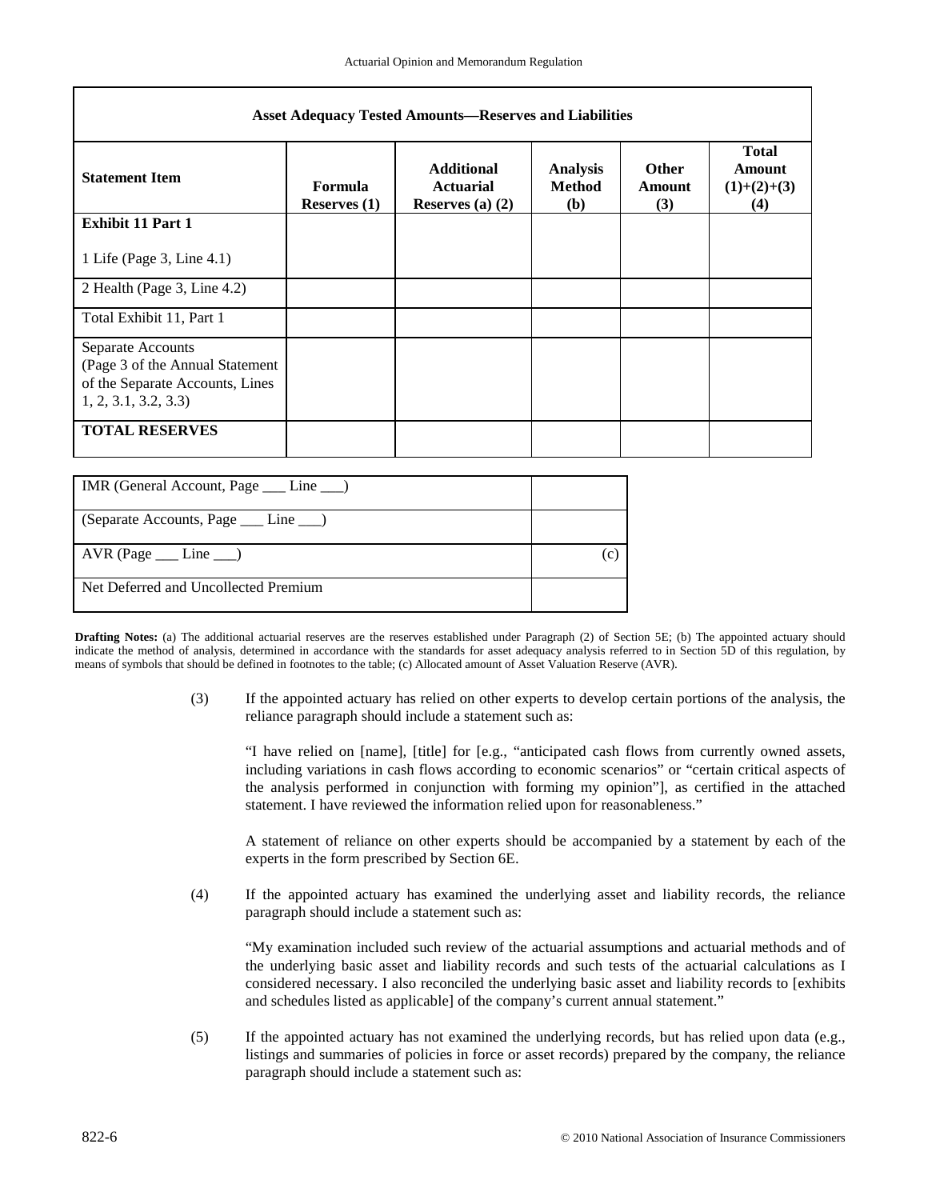| Asset Adequacy Tested Amounts—Reserves and Liabilities | | | | | |
|---|---|---|---|---|---|
| **Statement Item** | **Formula Reserves (1)** | **Additional Actuarial Reserves (a) (2)** | **Analysis Method (b)** | **Other Amount (3)** | **Total Amount (1)+(2)+(3) (4)** |
| **Exhibit 11 Part 1**<br><br>1 Life (Page 3, Line 4.1) | | | | | |
| 2 Health (Page 3, Line 4.2) | | | | | |
| Total Exhibit 11, Part 1 | | | | | |
| Separate Accounts (Page 3 of the Annual Statement of the Separate Accounts, Lines 1, 2, 3.1, 3.2, 3.3) | | | | | |
| **TOTAL RESERVES** | | | | | |

| | |
|---|---|
| IMR (General Account, Page ___ Line ___) | |
| (Separate Accounts, Page ___ Line ___) | |
| AVR (Page ___ Line ___) | (c) |
| Net Deferred and Uncollected Premium | |

**Drafting Notes:** (a) The additional actuarial reserves are the reserves established under Paragraph (2) of Section 5E; (b) The appointed actuary should indicate the method of analysis, determined in accordance with the standards for asset adequacy analysis referred to in Section 5D of this regulation, by means of symbols that should be defined in footnotes to the table; (c) Allocated amount of Asset Valuation Reserve (AVR).

(3) If the appointed actuary has relied on other experts to develop certain portions of the analysis, the reliance paragraph should include a statement such as:

"I have relied on [name], [title] for [e.g., "anticipated cash flows from currently owned assets, including variations in cash flows according to economic scenarios" or "certain critical aspects of the analysis performed in conjunction with forming my opinion"], as certified in the attached statement. I have reviewed the information relied upon for reasonableness."

A statement of reliance on other experts should be accompanied by a statement by each of the experts in the form prescribed by Section 6E.

(4) If the appointed actuary has examined the underlying asset and liability records, the reliance paragraph should include a statement such as:

"My examination included such review of the actuarial assumptions and actuarial methods and of the underlying basic asset and liability records and such tests of the actuarial calculations as I considered necessary. I also reconciled the underlying basic asset and liability records to [exhibits and schedules listed as applicable] of the company's current annual statement."

(5) If the appointed actuary has not examined the underlying records, but has relied upon data (e.g., listings and summaries of policies in force or asset records) prepared by the company, the reliance paragraph should include a statement such as: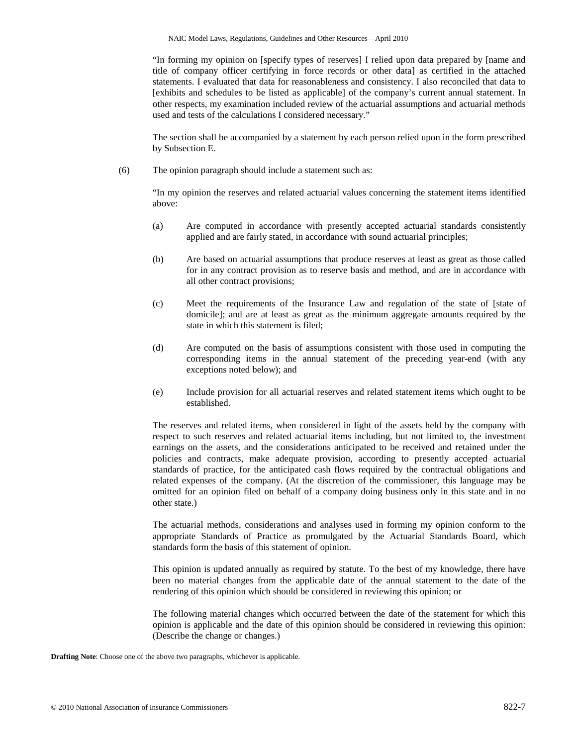"In forming my opinion on [specify types of reserves] I relied upon data prepared by [name and title of company officer certifying in force records or other data] as certified in the attached statements. I evaluated that data for reasonableness and consistency. I also reconciled that data to [exhibits and schedules to be listed as applicable] of the company's current annual statement. In other respects, my examination included review of the actuarial assumptions and actuarial methods used and tests of the calculations I considered necessary."

The section shall be accompanied by a statement by each person relied upon in the form prescribed by Subsection E.

(6) The opinion paragraph should include a statement such as:

"In my opinion the reserves and related actuarial values concerning the statement items identified above:

(a) Are computed in accordance with presently accepted actuarial standards consistently applied and are fairly stated, in accordance with sound actuarial principles;

(b) Are based on actuarial assumptions that produce reserves at least as great as those called for in any contract provision as to reserve basis and method, and are in accordance with all other contract provisions;

(c) Meet the requirements of the Insurance Law and regulation of the state of [state of domicile]; and are at least as great as the minimum aggregate amounts required by the state in which this statement is filed;

(d) Are computed on the basis of assumptions consistent with those used in computing the corresponding items in the annual statement of the preceding year-end (with any exceptions noted below); and

(e) Include provision for all actuarial reserves and related statement items which ought to be established.

The reserves and related items, when considered in light of the assets held by the company with respect to such reserves and related actuarial items including, but not limited to, the investment earnings on the assets, and the considerations anticipated to be received and retained under the policies and contracts, make adequate provision, according to presently accepted actuarial standards of practice, for the anticipated cash flows required by the contractual obligations and related expenses of the company. (At the discretion of the commissioner, this language may be omitted for an opinion filed on behalf of a company doing business only in this state and in no other state.)

The actuarial methods, considerations and analyses used in forming my opinion conform to the appropriate Standards of Practice as promulgated by the Actuarial Standards Board, which standards form the basis of this statement of opinion.

This opinion is updated annually as required by statute. To the best of my knowledge, there have been no material changes from the applicable date of the annual statement to the date of the rendering of this opinion which should be considered in reviewing this opinion; or

The following material changes which occurred between the date of the statement for which this opinion is applicable and the date of this opinion should be considered in reviewing this opinion: (Describe the change or changes.)

**Drafting Note**: Choose one of the above two paragraphs, whichever is applicable.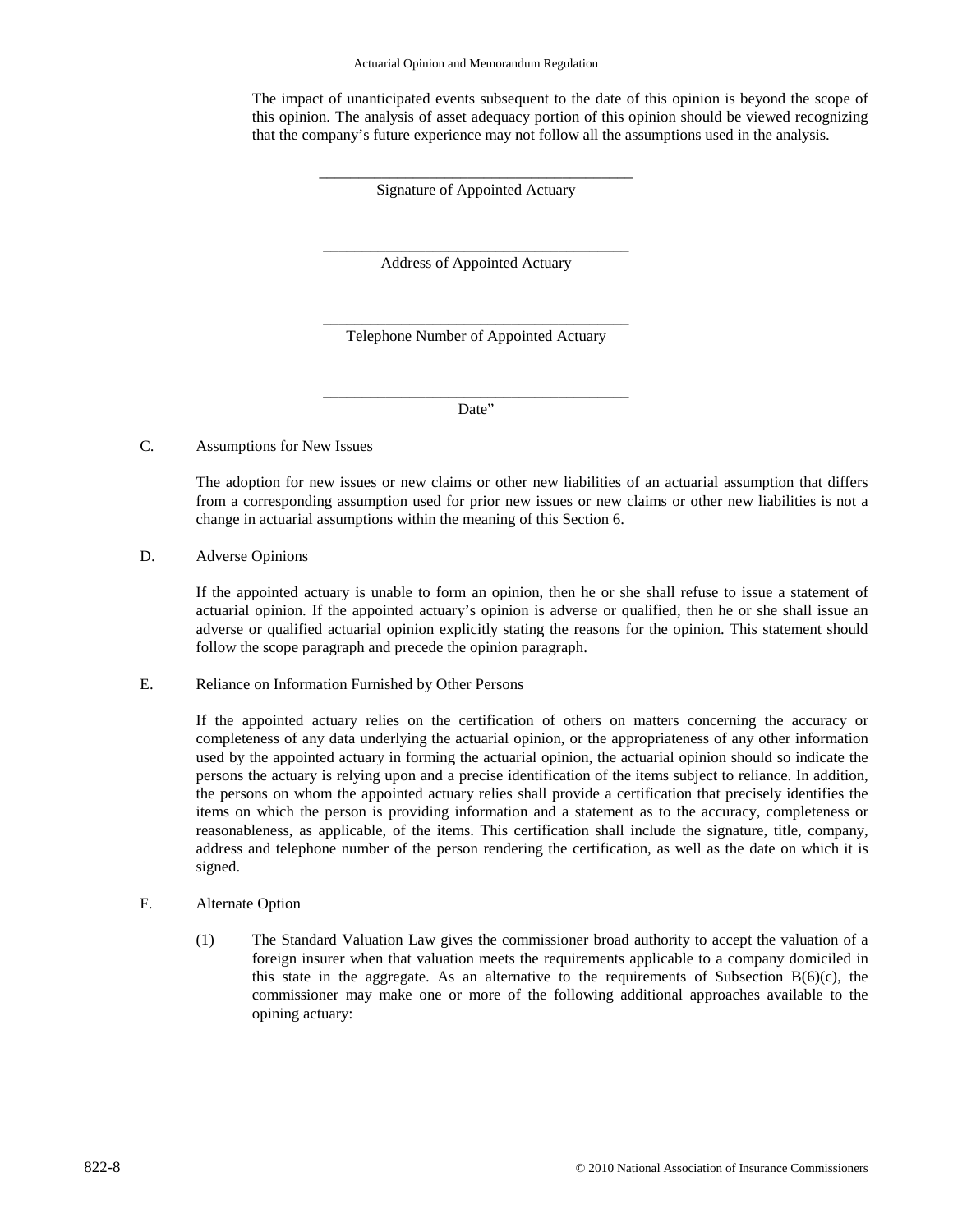The impact of unanticipated events subsequent to the date of this opinion is beyond the scope of this opinion. The analysis of asset adequacy portion of this opinion should be viewed recognizing that the company's future experience may not follow all the assumptions used in the analysis.

\_\_\_\_\_\_\_\_\_\_\_\_\_\_\_\_\_\_\_\_\_\_\_\_\_\_\_\_\_\_\_\_\_\_\_\_\_\_\_\_
Signature of Appointed Actuary

\_\_\_\_\_\_\_\_\_\_\_\_\_\_\_\_\_\_\_\_\_\_\_\_\_\_\_\_\_\_\_\_\_\_\_\_\_\_\_\_
Address of Appointed Actuary

\_\_\_\_\_\_\_\_\_\_\_\_\_\_\_\_\_\_\_\_\_\_\_\_\_\_\_\_\_\_\_\_\_\_\_\_\_\_\_\_
Telephone Number of Appointed Actuary

\_\_\_\_\_\_\_\_\_\_\_\_\_\_\_\_\_\_\_\_\_\_\_\_\_\_\_\_\_\_\_\_\_\_\_\_\_\_\_\_
Date"

C. Assumptions for New Issues

The adoption for new issues or new claims or other new liabilities of an actuarial assumption that differs from a corresponding assumption used for prior new issues or new claims or other new liabilities is not a change in actuarial assumptions within the meaning of this Section 6.

D. Adverse Opinions

If the appointed actuary is unable to form an opinion, then he or she shall refuse to issue a statement of actuarial opinion. If the appointed actuary's opinion is adverse or qualified, then he or she shall issue an adverse or qualified actuarial opinion explicitly stating the reasons for the opinion. This statement should follow the scope paragraph and precede the opinion paragraph.

E. Reliance on Information Furnished by Other Persons

If the appointed actuary relies on the certification of others on matters concerning the accuracy or completeness of any data underlying the actuarial opinion, or the appropriateness of any other information used by the appointed actuary in forming the actuarial opinion, the actuarial opinion should so indicate the persons the actuary is relying upon and a precise identification of the items subject to reliance. In addition, the persons on whom the appointed actuary relies shall provide a certification that precisely identifies the items on which the person is providing information and a statement as to the accuracy, completeness or reasonableness, as applicable, of the items. This certification shall include the signature, title, company, address and telephone number of the person rendering the certification, as well as the date on which it is signed.

F. Alternate Option

(1) The Standard Valuation Law gives the commissioner broad authority to accept the valuation of a foreign insurer when that valuation meets the requirements applicable to a company domiciled in this state in the aggregate. As an alternative to the requirements of Subsection B(6)(c), the commissioner may make one or more of the following additional approaches available to the opining actuary: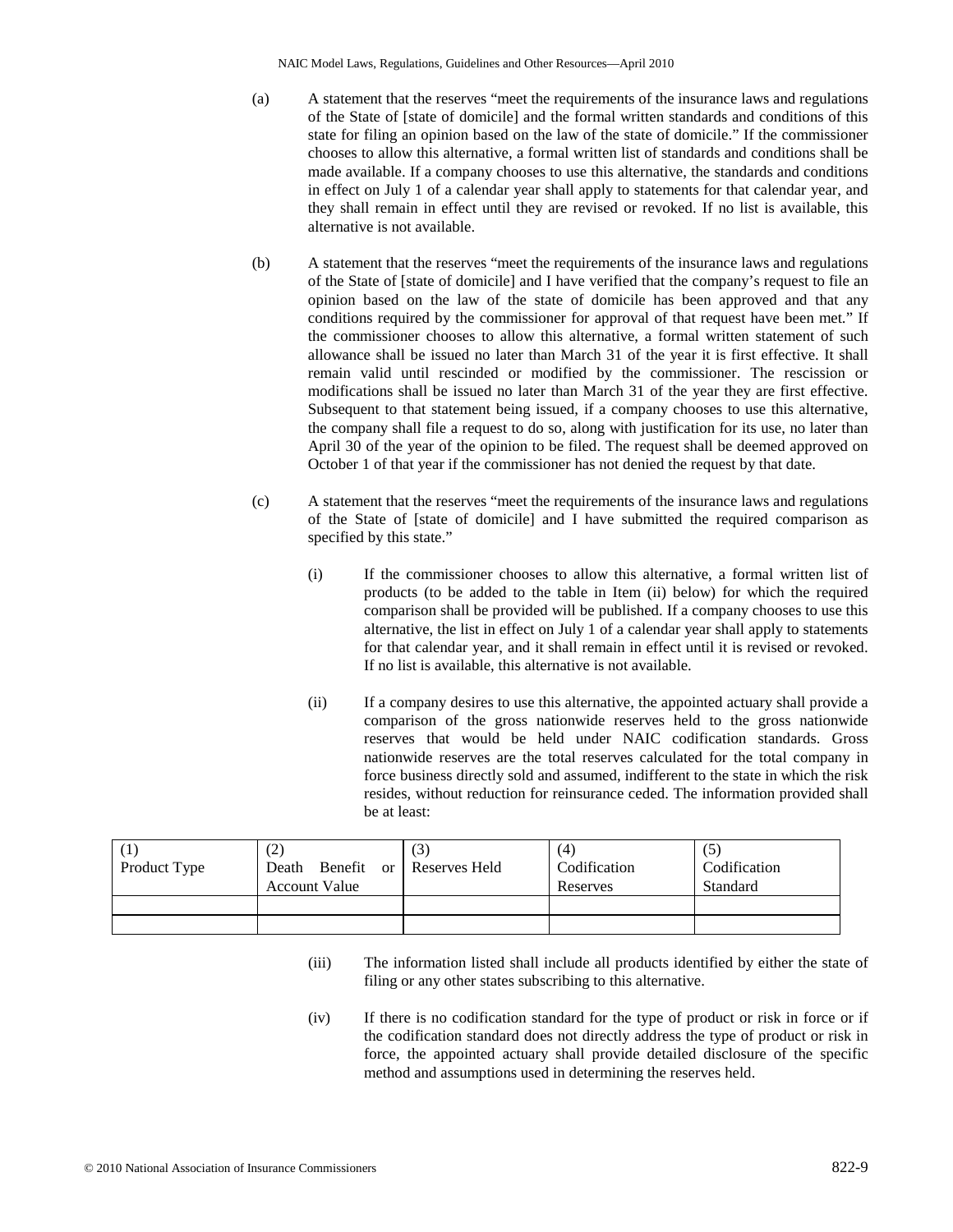(a) A statement that the reserves "meet the requirements of the insurance laws and regulations of the State of [state of domicile] and the formal written standards and conditions of this state for filing an opinion based on the law of the state of domicile." If the commissioner chooses to allow this alternative, a formal written list of standards and conditions shall be made available. If a company chooses to use this alternative, the standards and conditions in effect on July 1 of a calendar year shall apply to statements for that calendar year, and they shall remain in effect until they are revised or revoked. If no list is available, this alternative is not available.

(b) A statement that the reserves "meet the requirements of the insurance laws and regulations of the State of [state of domicile] and I have verified that the company's request to file an opinion based on the law of the state of domicile has been approved and that any conditions required by the commissioner for approval of that request have been met." If the commissioner chooses to allow this alternative, a formal written statement of such allowance shall be issued no later than March 31 of the year it is first effective. It shall remain valid until rescinded or modified by the commissioner. The rescission or modifications shall be issued no later than March 31 of the year they are first effective. Subsequent to that statement being issued, if a company chooses to use this alternative, the company shall file a request to do so, along with justification for its use, no later than April 30 of the year of the opinion to be filed. The request shall be deemed approved on October 1 of that year if the commissioner has not denied the request by that date.

(c) A statement that the reserves "meet the requirements of the insurance laws and regulations of the State of [state of domicile] and I have submitted the required comparison as specified by this state."

(i) If the commissioner chooses to allow this alternative, a formal written list of products (to be added to the table in Item (ii) below) for which the required comparison shall be provided will be published. If a company chooses to use this alternative, the list in effect on July 1 of a calendar year shall apply to statements for that calendar year, and it shall remain in effect until it is revised or revoked. If no list is available, this alternative is not available.

(ii) If a company desires to use this alternative, the appointed actuary shall provide a comparison of the gross nationwide reserves held to the gross nationwide reserves that would be held under NAIC codification standards. Gross nationwide reserves are the total reserves calculated for the total company in force business directly sold and assumed, indifferent to the state in which the risk resides, without reduction for reinsurance ceded. The information provided shall be at least:

| (1) Product Type | (2) Death Benefit or Account Value | (3) Reserves Held | (4) Codification Reserves | (5) Codification Standard |
|---|---|---|---|---|
| | | | | |
| | | | | |

(iii) The information listed shall include all products identified by either the state of filing or any other states subscribing to this alternative.

(iv) If there is no codification standard for the type of product or risk in force or if the codification standard does not directly address the type of product or risk in force, the appointed actuary shall provide detailed disclosure of the specific method and assumptions used in determining the reserves held.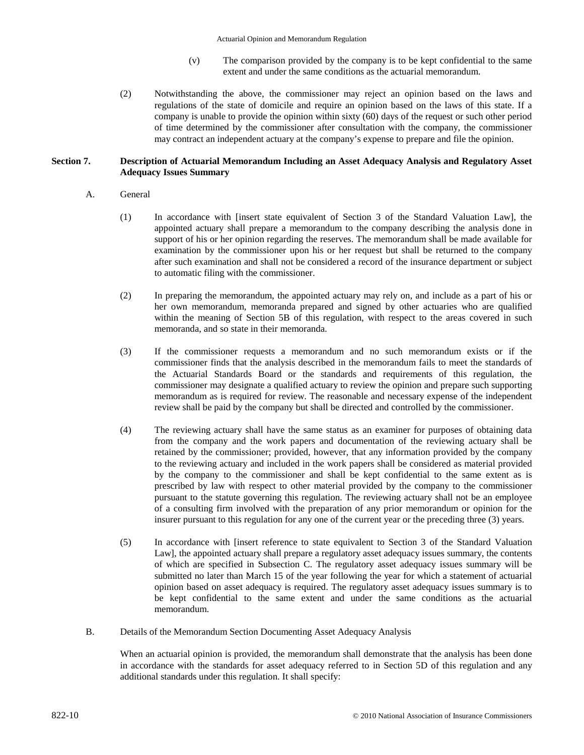(v) The comparison provided by the company is to be kept confidential to the same extent and under the same conditions as the actuarial memorandum.

(2) Notwithstanding the above, the commissioner may reject an opinion based on the laws and regulations of the state of domicile and require an opinion based on the laws of this state. If a company is unable to provide the opinion within sixty (60) days of the request or such other period of time determined by the commissioner after consultation with the company, the commissioner may contract an independent actuary at the company's expense to prepare and file the opinion.

## Section 7. Description of Actuarial Memorandum Including an Asset Adequacy Analysis and Regulatory Asset Adequacy Issues Summary

A. General

(1) In accordance with [insert state equivalent of Section 3 of the Standard Valuation Law], the appointed actuary shall prepare a memorandum to the company describing the analysis done in support of his or her opinion regarding the reserves. The memorandum shall be made available for examination by the commissioner upon his or her request but shall be returned to the company after such examination and shall not be considered a record of the insurance department or subject to automatic filing with the commissioner.

(2) In preparing the memorandum, the appointed actuary may rely on, and include as a part of his or her own memorandum, memoranda prepared and signed by other actuaries who are qualified within the meaning of Section 5B of this regulation, with respect to the areas covered in such memoranda, and so state in their memoranda.

(3) If the commissioner requests a memorandum and no such memorandum exists or if the commissioner finds that the analysis described in the memorandum fails to meet the standards of the Actuarial Standards Board or the standards and requirements of this regulation, the commissioner may designate a qualified actuary to review the opinion and prepare such supporting memorandum as is required for review. The reasonable and necessary expense of the independent review shall be paid by the company but shall be directed and controlled by the commissioner.

(4) The reviewing actuary shall have the same status as an examiner for purposes of obtaining data from the company and the work papers and documentation of the reviewing actuary shall be retained by the commissioner; provided, however, that any information provided by the company to the reviewing actuary and included in the work papers shall be considered as material provided by the company to the commissioner and shall be kept confidential to the same extent as is prescribed by law with respect to other material provided by the company to the commissioner pursuant to the statute governing this regulation. The reviewing actuary shall not be an employee of a consulting firm involved with the preparation of any prior memorandum or opinion for the insurer pursuant to this regulation for any one of the current year or the preceding three (3) years.

(5) In accordance with [insert reference to state equivalent to Section 3 of the Standard Valuation Law], the appointed actuary shall prepare a regulatory asset adequacy issues summary, the contents of which are specified in Subsection C. The regulatory asset adequacy issues summary will be submitted no later than March 15 of the year following the year for which a statement of actuarial opinion based on asset adequacy is required. The regulatory asset adequacy issues summary is to be kept confidential to the same extent and under the same conditions as the actuarial memorandum.

B. Details of the Memorandum Section Documenting Asset Adequacy Analysis

When an actuarial opinion is provided, the memorandum shall demonstrate that the analysis has been done in accordance with the standards for asset adequacy referred to in Section 5D of this regulation and any additional standards under this regulation. It shall specify: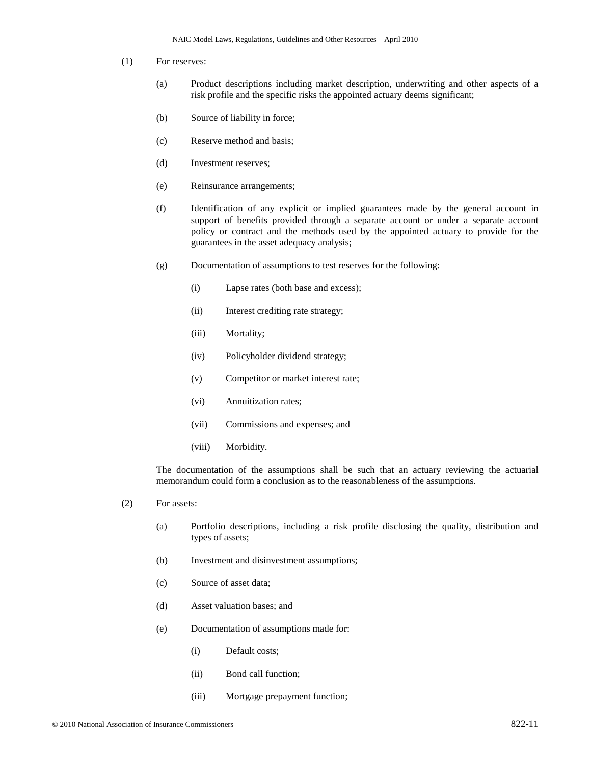(1) For reserves:

(a) Product descriptions including market description, underwriting and other aspects of a risk profile and the specific risks the appointed actuary deems significant;

(b) Source of liability in force;

(c) Reserve method and basis;

(d) Investment reserves;

(e) Reinsurance arrangements;

(f) Identification of any explicit or implied guarantees made by the general account in support of benefits provided through a separate account or under a separate account policy or contract and the methods used by the appointed actuary to provide for the guarantees in the asset adequacy analysis;

(g) Documentation of assumptions to test reserves for the following:

(i) Lapse rates (both base and excess);

(ii) Interest crediting rate strategy;

(iii) Mortality;

(iv) Policyholder dividend strategy;

(v) Competitor or market interest rate;

(vi) Annuitization rates;

(vii) Commissions and expenses; and

(viii) Morbidity.

The documentation of the assumptions shall be such that an actuary reviewing the actuarial memorandum could form a conclusion as to the reasonableness of the assumptions.

(2) For assets:

(a) Portfolio descriptions, including a risk profile disclosing the quality, distribution and types of assets;

(b) Investment and disinvestment assumptions;

(c) Source of asset data;

(d) Asset valuation bases; and

(e) Documentation of assumptions made for:

(i) Default costs;

(ii) Bond call function;

(iii) Mortgage prepayment function;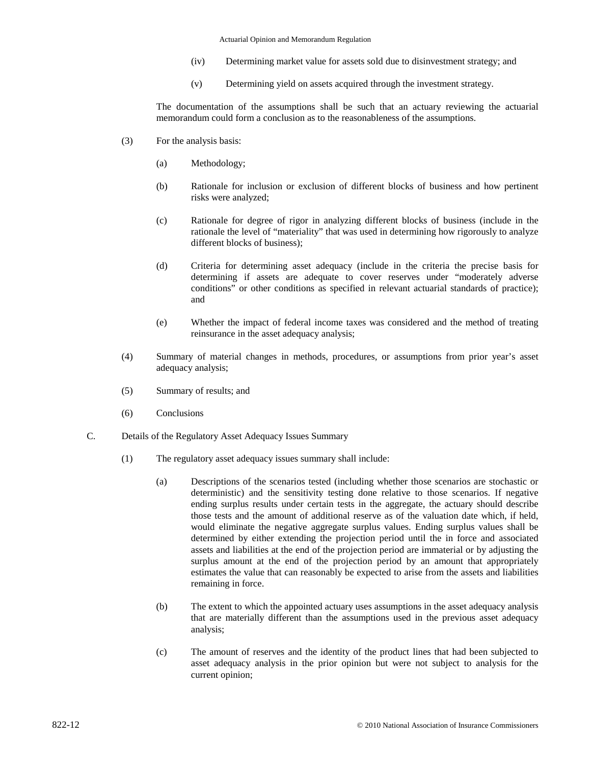(iv) Determining market value for assets sold due to disinvestment strategy; and

(v) Determining yield on assets acquired through the investment strategy.

The documentation of the assumptions shall be such that an actuary reviewing the actuarial memorandum could form a conclusion as to the reasonableness of the assumptions.

(3) For the analysis basis:

(a) Methodology;

(b) Rationale for inclusion or exclusion of different blocks of business and how pertinent risks were analyzed;

(c) Rationale for degree of rigor in analyzing different blocks of business (include in the rationale the level of "materiality" that was used in determining how rigorously to analyze different blocks of business);

(d) Criteria for determining asset adequacy (include in the criteria the precise basis for determining if assets are adequate to cover reserves under "moderately adverse conditions" or other conditions as specified in relevant actuarial standards of practice); and

(e) Whether the impact of federal income taxes was considered and the method of treating reinsurance in the asset adequacy analysis;

(4) Summary of material changes in methods, procedures, or assumptions from prior year's asset adequacy analysis;

(5) Summary of results; and

(6) Conclusions

C. Details of the Regulatory Asset Adequacy Issues Summary

(1) The regulatory asset adequacy issues summary shall include:

(a) Descriptions of the scenarios tested (including whether those scenarios are stochastic or deterministic) and the sensitivity testing done relative to those scenarios. If negative ending surplus results under certain tests in the aggregate, the actuary should describe those tests and the amount of additional reserve as of the valuation date which, if held, would eliminate the negative aggregate surplus values. Ending surplus values shall be determined by either extending the projection period until the in force and associated assets and liabilities at the end of the projection period are immaterial or by adjusting the surplus amount at the end of the projection period by an amount that appropriately estimates the value that can reasonably be expected to arise from the assets and liabilities remaining in force.

(b) The extent to which the appointed actuary uses assumptions in the asset adequacy analysis that are materially different than the assumptions used in the previous asset adequacy analysis;

(c) The amount of reserves and the identity of the product lines that had been subjected to asset adequacy analysis in the prior opinion but were not subject to analysis for the current opinion;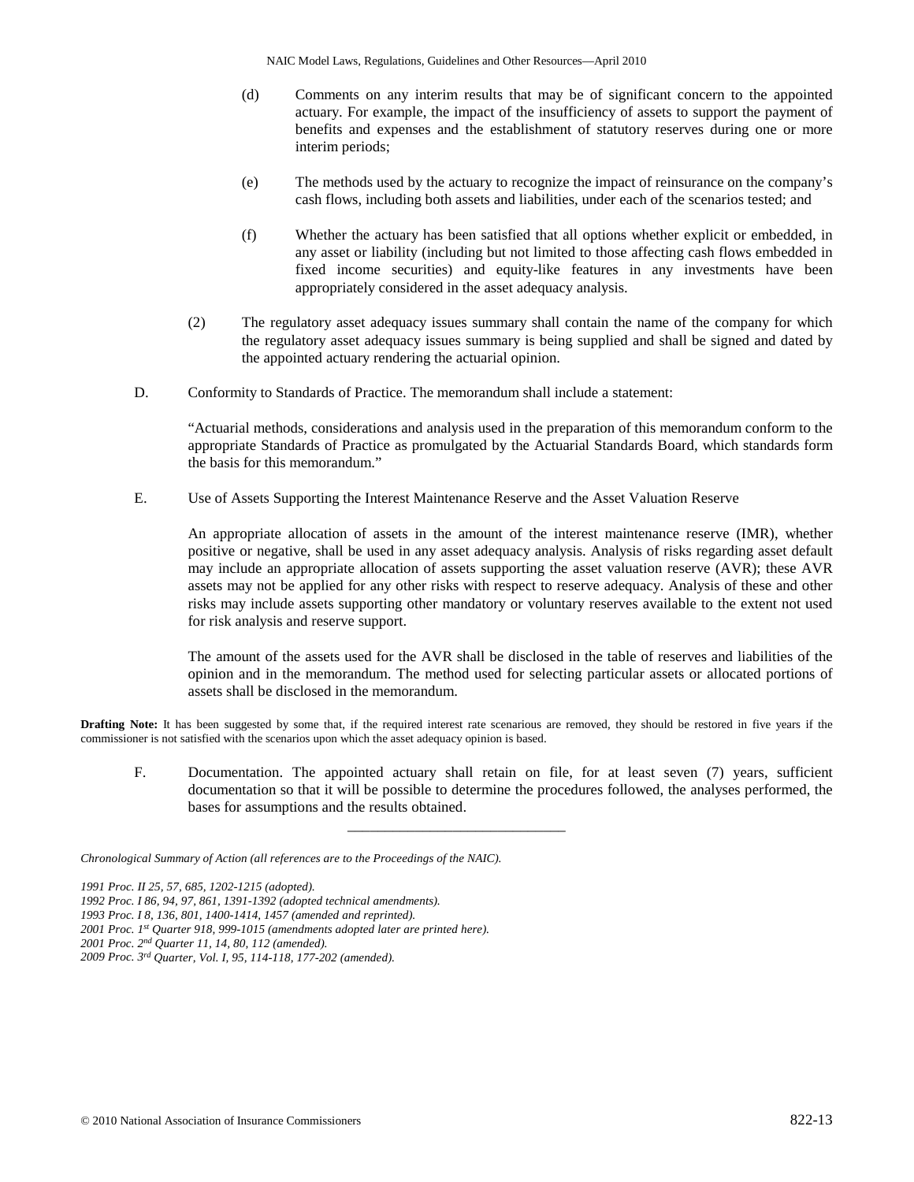(d) Comments on any interim results that may be of significant concern to the appointed actuary. For example, the impact of the insufficiency of assets to support the payment of benefits and expenses and the establishment of statutory reserves during one or more interim periods;

(e) The methods used by the actuary to recognize the impact of reinsurance on the company's cash flows, including both assets and liabilities, under each of the scenarios tested; and

(f) Whether the actuary has been satisfied that all options whether explicit or embedded, in any asset or liability (including but not limited to those affecting cash flows embedded in fixed income securities) and equity-like features in any investments have been appropriately considered in the asset adequacy analysis.

(2) The regulatory asset adequacy issues summary shall contain the name of the company for which the regulatory asset adequacy issues summary is being supplied and shall be signed and dated by the appointed actuary rendering the actuarial opinion.

D. Conformity to Standards of Practice. The memorandum shall include a statement:

"Actuarial methods, considerations and analysis used in the preparation of this memorandum conform to the appropriate Standards of Practice as promulgated by the Actuarial Standards Board, which standards form the basis for this memorandum."

E. Use of Assets Supporting the Interest Maintenance Reserve and the Asset Valuation Reserve

An appropriate allocation of assets in the amount of the interest maintenance reserve (IMR), whether positive or negative, shall be used in any asset adequacy analysis. Analysis of risks regarding asset default may include an appropriate allocation of assets supporting the asset valuation reserve (AVR); these AVR assets may not be applied for any other risks with respect to reserve adequacy. Analysis of these and other risks may include assets supporting other mandatory or voluntary reserves available to the extent not used for risk analysis and reserve support.

The amount of the assets used for the AVR shall be disclosed in the table of reserves and liabilities of the opinion and in the memorandum. The method used for selecting particular assets or allocated portions of assets shall be disclosed in the memorandum.

**Drafting Note:** It has been suggested by some that, if the required interest rate scenarious are removed, they should be restored in five years if the commissioner is not satisfied with the scenarios upon which the asset adequacy opinion is based.

F. Documentation. The appointed actuary shall retain on file, for at least seven (7) years, sufficient documentation so that it will be possible to determine the procedures followed, the analyses performed, the bases for assumptions and the results obtained.

---

*Chronological Summary of Action (all references are to the Proceedings of the NAIC).*

*1991 Proc. II 25, 57, 685, 1202-1215 (adopted).*
*1992 Proc. I 86, 94, 97, 861, 1391-1392 (adopted technical amendments).*
*1993 Proc. I 8, 136, 801, 1400-1414, 1457 (amended and reprinted).*
*2001 Proc. 1st Quarter 918, 999-1015 (amendments adopted later are printed here).*
*2001 Proc. 2nd Quarter 11, 14, 80, 112 (amended).*
*2009 Proc. 3rd Quarter, Vol. I, 95, 114-118, 177-202 (amended).*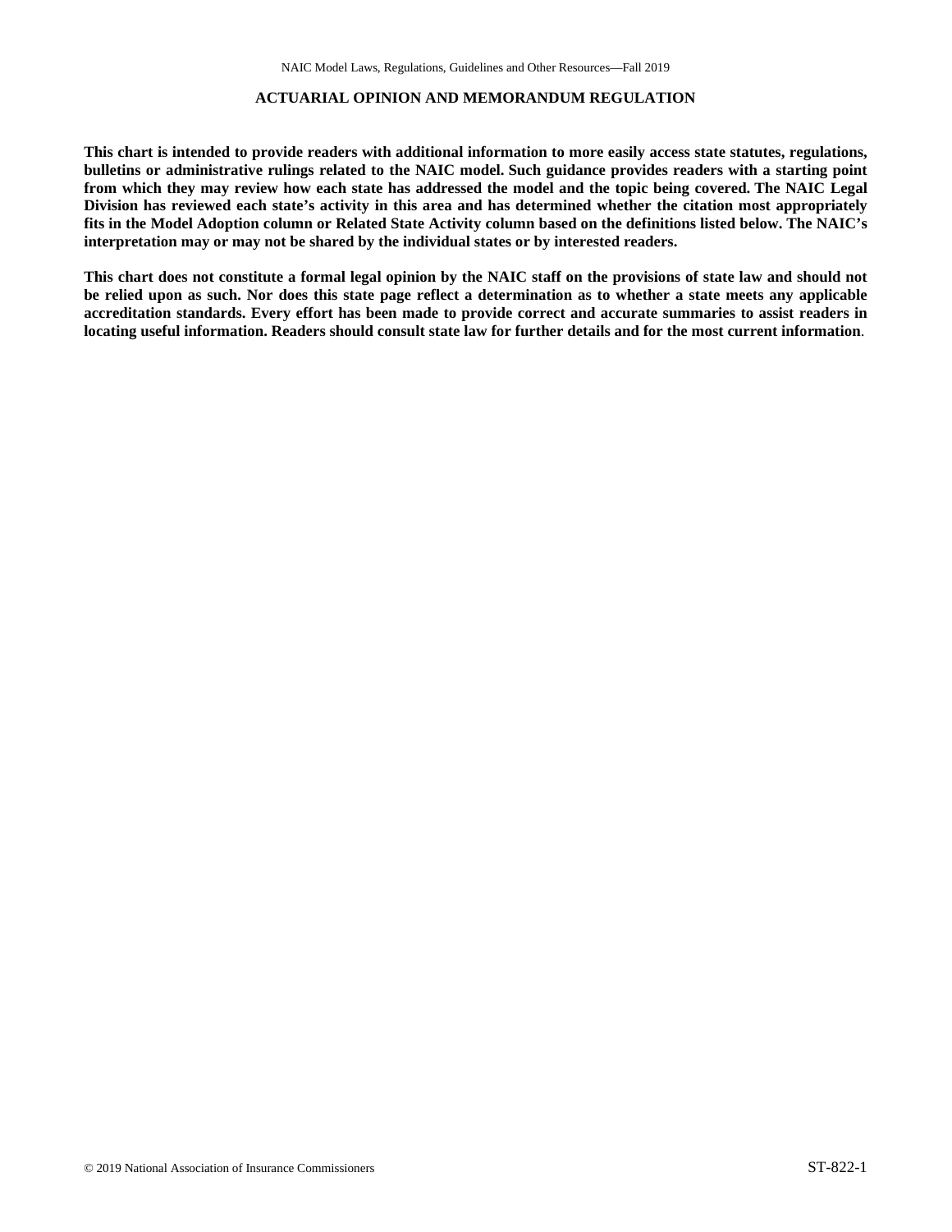# ACTUARIAL OPINION AND MEMORANDUM REGULATION

**This chart is intended to provide readers with additional information to more easily access state statutes, regulations, bulletins or administrative rulings related to the NAIC model. Such guidance provides readers with a starting point from which they may review how each state has addressed the model and the topic being covered. The NAIC Legal Division has reviewed each state's activity in this area and has determined whether the citation most appropriately fits in the Model Adoption column or Related State Activity column based on the definitions listed below. The NAIC's interpretation may or may not be shared by the individual states or by interested readers.**

**This chart does not constitute a formal legal opinion by the NAIC staff on the provisions of state law and should not be relied upon as such. Nor does this state page reflect a determination as to whether a state meets any applicable accreditation standards. Every effort has been made to provide correct and accurate summaries to assist readers in locating useful information. Readers should consult state law for further details and for the most current information**.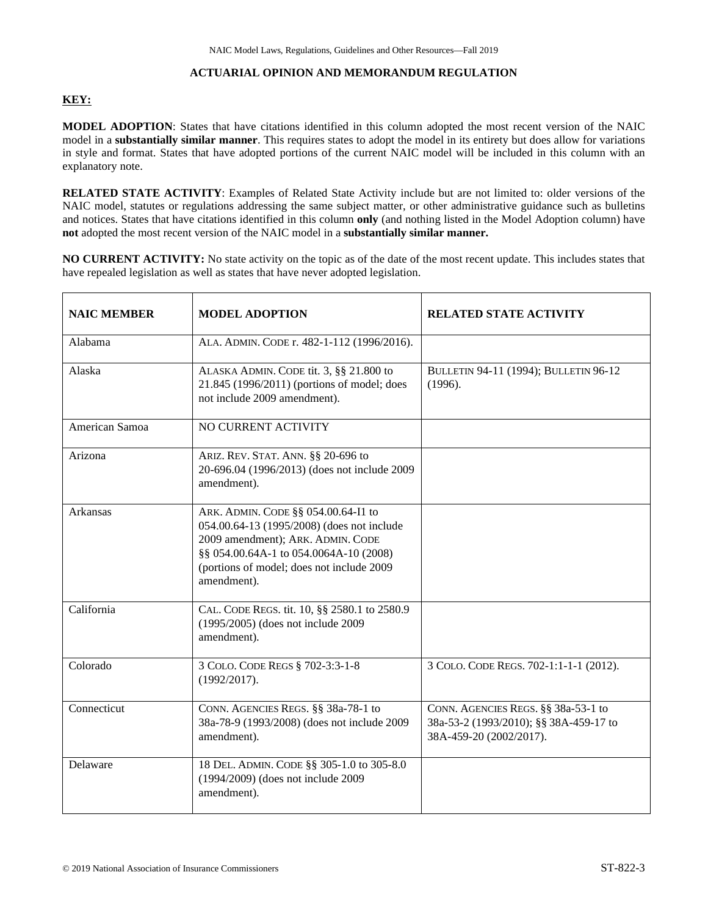## ACTUARIAL OPINION AND MEMORANDUM REGULATION

**KEY:**

**MODEL ADOPTION**: States that have citations identified in this column adopted the most recent version of the NAIC model in a **substantially similar manner**. This requires states to adopt the model in its entirety but does allow for variations in style and format. States that have adopted portions of the current NAIC model will be included in this column with an explanatory note.

**RELATED STATE ACTIVITY**: Examples of Related State Activity include but are not limited to: older versions of the NAIC model, statutes or regulations addressing the same subject matter, or other administrative guidance such as bulletins and notices. States that have citations identified in this column **only** (and nothing listed in the Model Adoption column) have **not** adopted the most recent version of the NAIC model in a **substantially similar manner.**

**NO CURRENT ACTIVITY:** No state activity on the topic as of the date of the most recent update. This includes states that have repealed legislation as well as states that have never adopted legislation.

| NAIC MEMBER | MODEL ADOPTION | RELATED STATE ACTIVITY |
|---|---|---|
| Alabama | ALA. ADMIN. CODE r. 482-1-112 (1996/2016). | |
| Alaska | ALASKA ADMIN. CODE tit. 3, §§ 21.800 to 21.845 (1996/2011) (portions of model; does not include 2009 amendment). | BULLETIN 94-11 (1994); BULLETIN 96-12 (1996). |
| American Samoa | NO CURRENT ACTIVITY | |
| Arizona | ARIZ. REV. STAT. ANN. §§ 20-696 to 20-696.04 (1996/2013) (does not include 2009 amendment). | |
| Arkansas | ARK. ADMIN. CODE §§ 054.00.64-I1 to 054.00.64-13 (1995/2008) (does not include 2009 amendment); ARK. ADMIN. CODE §§ 054.00.64A-1 to 054.0064A-10 (2008) (portions of model; does not include 2009 amendment). | |
| California | CAL. CODE REGS. tit. 10, §§ 2580.1 to 2580.9 (1995/2005) (does not include 2009 amendment). | |
| Colorado | 3 COLO. CODE REGS § 702-3:3-1-8 (1992/2017). | 3 COLO. CODE REGS. 702-1:1-1-1 (2012). |
| Connecticut | CONN. AGENCIES REGS. §§ 38a-78-1 to 38a-78-9 (1993/2008) (does not include 2009 amendment). | CONN. AGENCIES REGS. §§ 38a-53-1 to 38a-53-2 (1993/2010); §§ 38A-459-17 to 38A-459-20 (2002/2017). |
| Delaware | 18 DEL. ADMIN. CODE §§ 305-1.0 to 305-8.0 (1994/2009) (does not include 2009 amendment). | |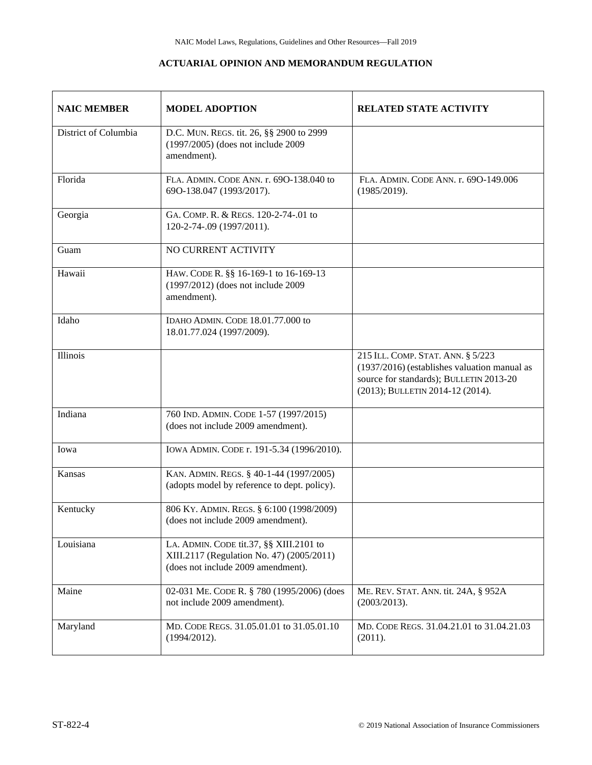## ACTUARIAL OPINION AND MEMORANDUM REGULATION

| NAIC MEMBER | MODEL ADOPTION | RELATED STATE ACTIVITY |
|---|---|---|
| District of Columbia | D.C. MUN. REGS. tit. 26, §§ 2900 to 2999 (1997/2005) (does not include 2009 amendment). | |
| Florida | FLA. ADMIN. CODE ANN. r. 69O-138.040 to 69O-138.047 (1993/2017). | FLA. ADMIN. CODE ANN. r. 69O-149.006 (1985/2019). |
| Georgia | GA. COMP. R. & REGS. 120-2-74-.01 to 120-2-74-.09 (1997/2011). | |
| Guam | NO CURRENT ACTIVITY | |
| Hawaii | HAW. CODE R. §§ 16-169-1 to 16-169-13 (1997/2012) (does not include 2009 amendment). | |
| Idaho | IDAHO ADMIN. CODE 18.01.77.000 to 18.01.77.024 (1997/2009). | |
| Illinois | | 215 ILL. COMP. STAT. ANN. § 5/223 (1937/2016) (establishes valuation manual as source for standards); BULLETIN 2013-20 (2013); BULLETIN 2014-12 (2014). |
| Indiana | 760 IND. ADMIN. CODE 1-57 (1997/2015) (does not include 2009 amendment). | |
| Iowa | IOWA ADMIN. CODE r. 191-5.34 (1996/2010). | |
| Kansas | KAN. ADMIN. REGS. § 40-1-44 (1997/2005) (adopts model by reference to dept. policy). | |
| Kentucky | 806 KY. ADMIN. REGS. § 6:100 (1998/2009) (does not include 2009 amendment). | |
| Louisiana | LA. ADMIN. CODE tit.37, §§ XIII.2101 to XIII.2117 (Regulation No. 47) (2005/2011) (does not include 2009 amendment). | |
| Maine | 02-031 ME. CODE R. § 780 (1995/2006) (does not include 2009 amendment). | ME. REV. STAT. ANN. tit. 24A, § 952A (2003/2013). |
| Maryland | MD. CODE REGS. 31.05.01.01 to 31.05.01.10 (1994/2012). | MD. CODE REGS. 31.04.21.01 to 31.04.21.03 (2011). |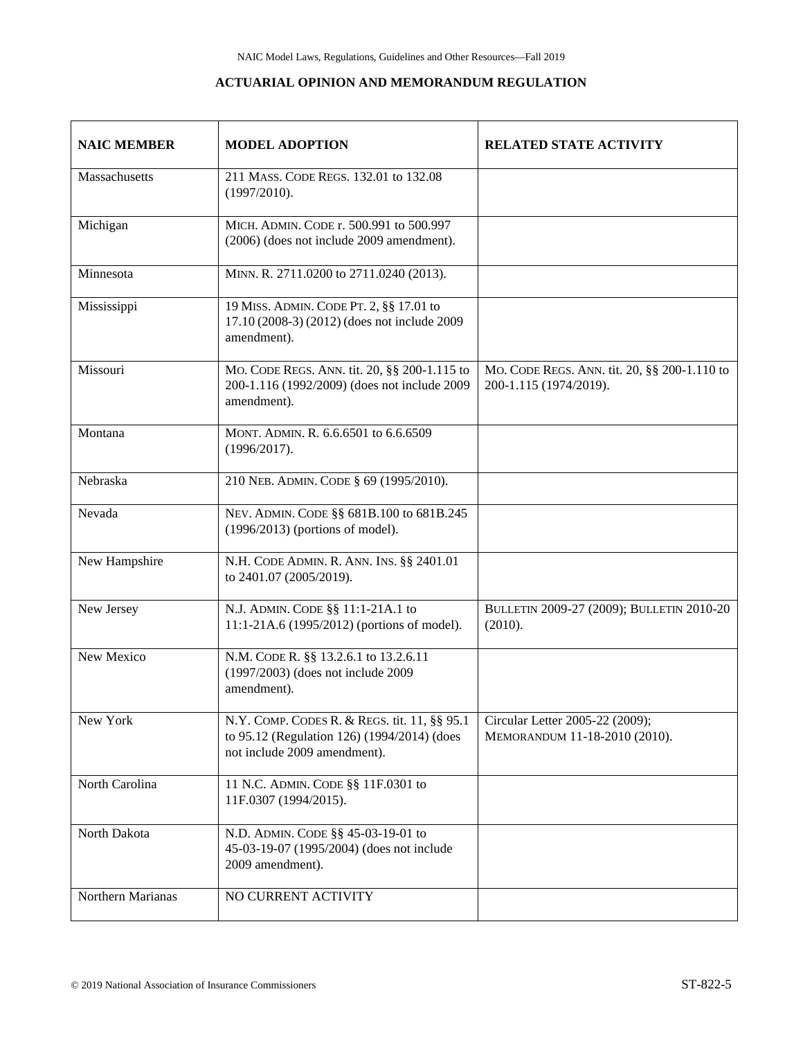## ACTUARIAL OPINION AND MEMORANDUM REGULATION

| NAIC MEMBER | MODEL ADOPTION | RELATED STATE ACTIVITY |
|---|---|---|
| Massachusetts | 211 MASS. CODE REGS. 132.01 to 132.08 (1997/2010). | |
| Michigan | MICH. ADMIN. CODE r. 500.991 to 500.997 (2006) (does not include 2009 amendment). | |
| Minnesota | MINN. R. 2711.0200 to 2711.0240 (2013). | |
| Mississippi | 19 MISS. ADMIN. CODE PT. 2, §§ 17.01 to 17.10 (2008-3) (2012) (does not include 2009 amendment). | |
| Missouri | MO. CODE REGS. ANN. tit. 20, §§ 200-1.115 to 200-1.116 (1992/2009) (does not include 2009 amendment). | MO. CODE REGS. ANN. tit. 20, §§ 200-1.110 to 200-1.115 (1974/2019). |
| Montana | MONT. ADMIN. R. 6.6.6501 to 6.6.6509 (1996/2017). | |
| Nebraska | 210 NEB. ADMIN. CODE § 69 (1995/2010). | |
| Nevada | NEV. ADMIN. CODE §§ 681B.100 to 681B.245 (1996/2013) (portions of model). | |
| New Hampshire | N.H. CODE ADMIN. R. ANN. INS. §§ 2401.01 to 2401.07 (2005/2019). | |
| New Jersey | N.J. ADMIN. CODE §§ 11:1-21A.1 to 11:1-21A.6 (1995/2012) (portions of model). | BULLETIN 2009-27 (2009); BULLETIN 2010-20 (2010). |
| New Mexico | N.M. CODE R. §§ 13.2.6.1 to 13.2.6.11 (1997/2003) (does not include 2009 amendment). | |
| New York | N.Y. COMP. CODES R. & REGS. tit. 11, §§ 95.1 to 95.12 (Regulation 126) (1994/2014) (does not include 2009 amendment). | Circular Letter 2005-22 (2009); MEMORANDUM 11-18-2010 (2010). |
| North Carolina | 11 N.C. ADMIN. CODE §§ 11F.0301 to 11F.0307 (1994/2015). | |
| North Dakota | N.D. ADMIN. CODE §§ 45-03-19-01 to 45-03-19-07 (1995/2004) (does not include 2009 amendment). | |
| Northern Marianas | NO CURRENT ACTIVITY | |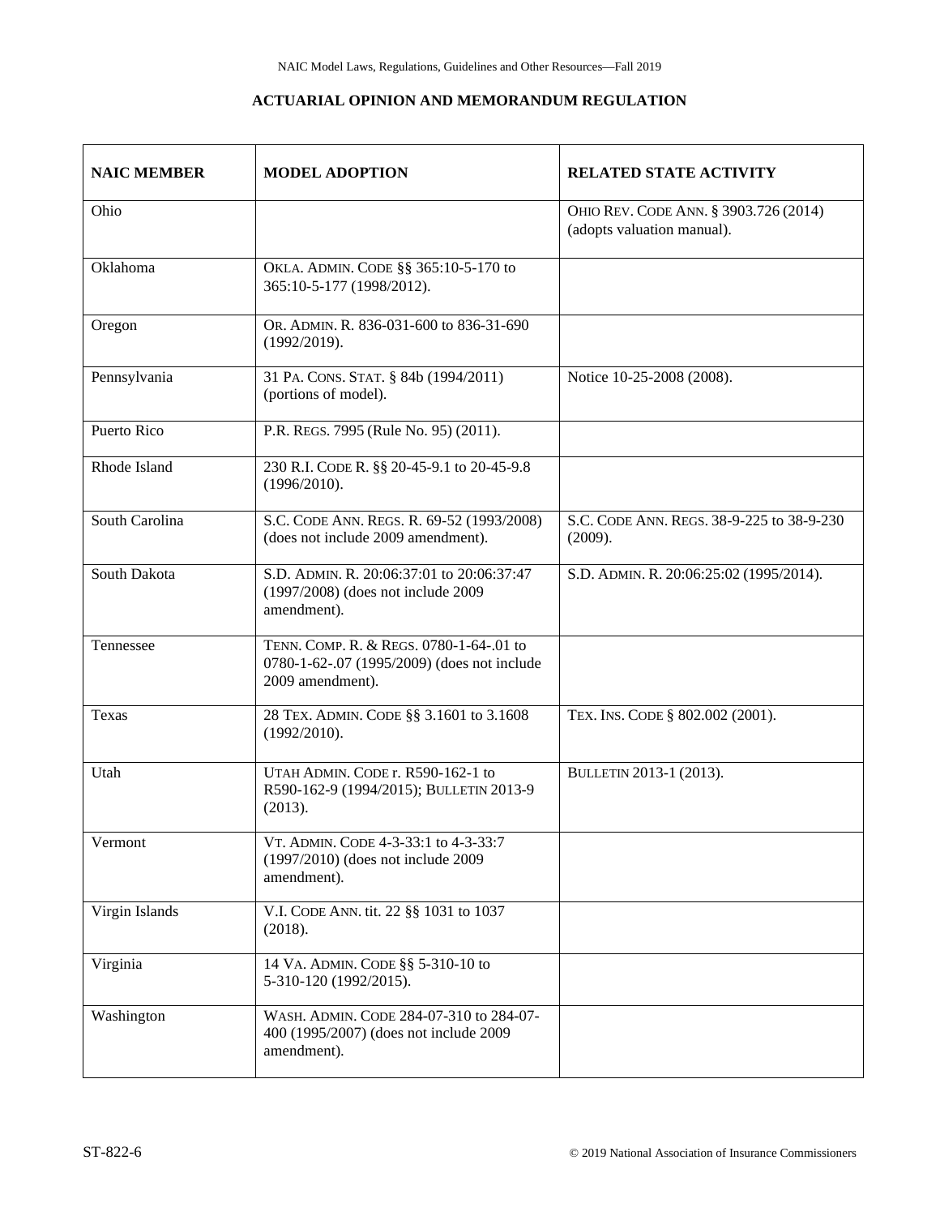## ACTUARIAL OPINION AND MEMORANDUM REGULATION

| NAIC MEMBER | MODEL ADOPTION | RELATED STATE ACTIVITY |
|---|---|---|
| Ohio | | OHIO REV. CODE ANN. § 3903.726 (2014) (adopts valuation manual). |
| Oklahoma | OKLA. ADMIN. CODE §§ 365:10-5-170 to 365:10-5-177 (1998/2012). | |
| Oregon | OR. ADMIN. R. 836-031-600 to 836-31-690 (1992/2019). | |
| Pennsylvania | 31 PA. CONS. STAT. § 84b (1994/2011) (portions of model). | Notice 10-25-2008 (2008). |
| Puerto Rico | P.R. REGS. 7995 (Rule No. 95) (2011). | |
| Rhode Island | 230 R.I. CODE R. §§ 20-45-9.1 to 20-45-9.8 (1996/2010). | |
| South Carolina | S.C. CODE ANN. REGS. R. 69-52 (1993/2008) (does not include 2009 amendment). | S.C. CODE ANN. REGS. 38-9-225 to 38-9-230 (2009). |
| South Dakota | S.D. ADMIN. R. 20:06:37:01 to 20:06:37:47 (1997/2008) (does not include 2009 amendment). | S.D. ADMIN. R. 20:06:25:02 (1995/2014). |
| Tennessee | TENN. COMP. R. & REGS. 0780-1-64-.01 to 0780-1-62-.07 (1995/2009) (does not include 2009 amendment). | |
| Texas | 28 TEX. ADMIN. CODE §§ 3.1601 to 3.1608 (1992/2010). | TEX. INS. CODE § 802.002 (2001). |
| Utah | UTAH ADMIN. CODE r. R590-162-1 to R590-162-9 (1994/2015); BULLETIN 2013-9 (2013). | BULLETIN 2013-1 (2013). |
| Vermont | VT. ADMIN. CODE 4-3-33:1 to 4-3-33:7 (1997/2010) (does not include 2009 amendment). | |
| Virgin Islands | V.I. CODE ANN. tit. 22 §§ 1031 to 1037 (2018). | |
| Virginia | 14 VA. ADMIN. CODE §§ 5-310-10 to 5-310-120 (1992/2015). | |
| Washington | WASH. ADMIN. CODE 284-07-310 to 284-07-400 (1995/2007) (does not include 2009 amendment). | |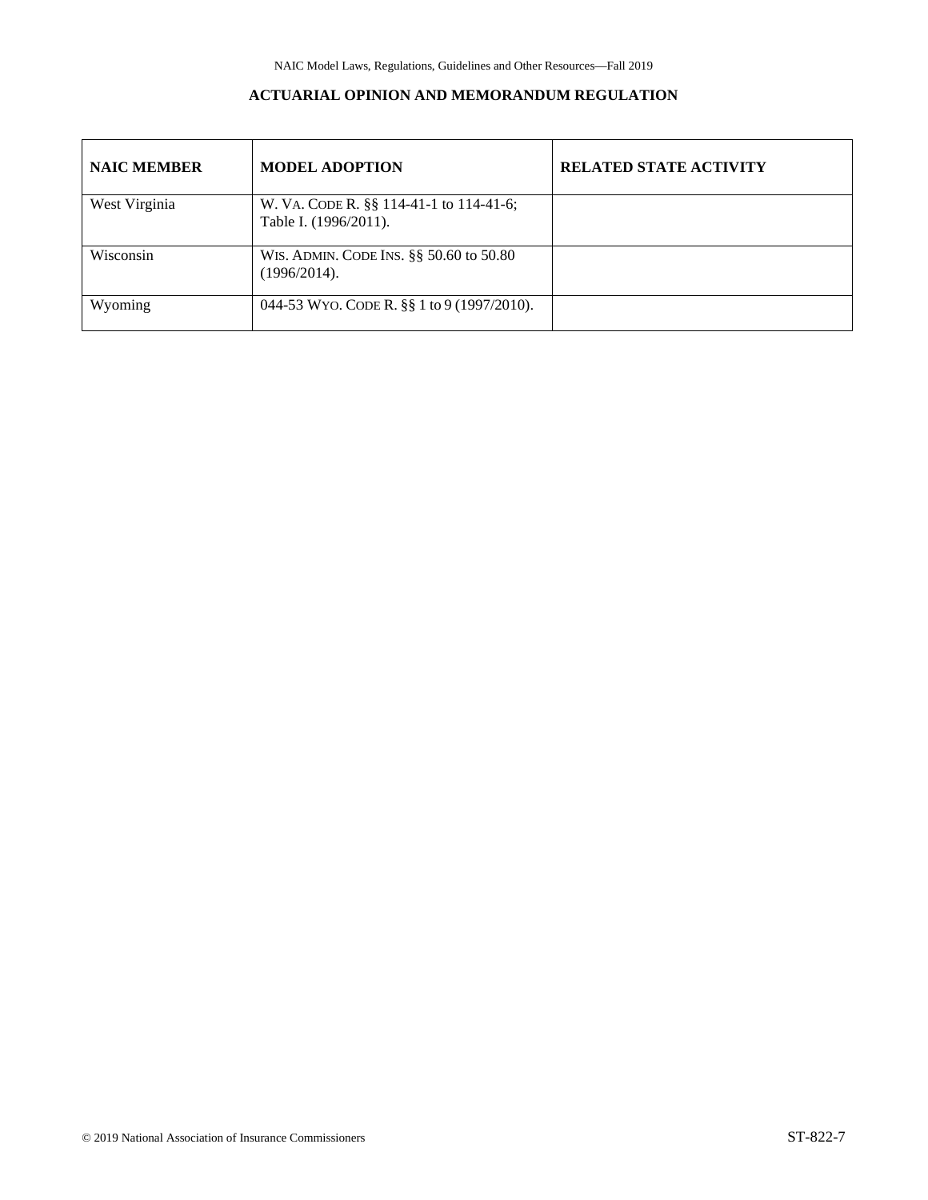## ACTUARIAL OPINION AND MEMORANDUM REGULATION

| NAIC MEMBER | MODEL ADOPTION | RELATED STATE ACTIVITY |
|---|---|---|
| West Virginia | W. VA. CODE R. §§ 114-41-1 to 114-41-6; Table I. (1996/2011). | |
| Wisconsin | WIS. ADMIN. CODE INS. §§ 50.60 to 50.80 (1996/2014). | |
| Wyoming | 044-53 WYO. CODE R. §§ 1 to 9 (1997/2010). | |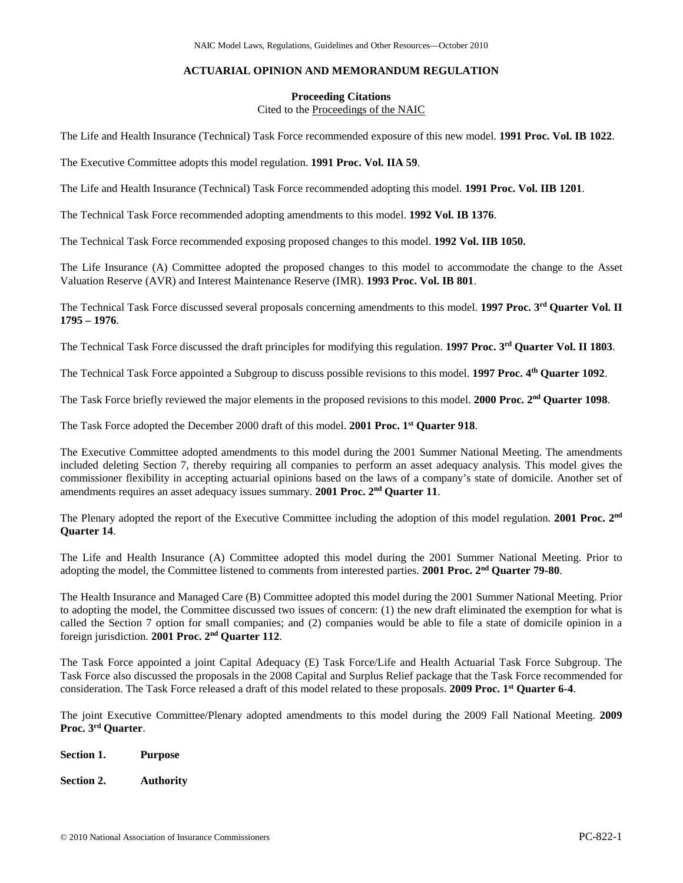# ACTUARIAL OPINION AND MEMORANDUM REGULATION

**Proceeding Citations**
Cited to the Proceedings of the NAIC

The Life and Health Insurance (Technical) Task Force recommended exposure of this new model. **1991 Proc. Vol. IB 1022**.

The Executive Committee adopts this model regulation. **1991 Proc. Vol. IIA 59**.

The Life and Health Insurance (Technical) Task Force recommended adopting this model. **1991 Proc. Vol. IIB 1201**.

The Technical Task Force recommended adopting amendments to this model. **1992 Vol. IB 1376**.

The Technical Task Force recommended exposing proposed changes to this model. **1992 Vol. IIB 1050.**

The Life Insurance (A) Committee adopted the proposed changes to this model to accommodate the change to the Asset Valuation Reserve (AVR) and Interest Maintenance Reserve (IMR). **1993 Proc. Vol. IB 801**.

The Technical Task Force discussed several proposals concerning amendments to this model. **1997 Proc. 3rd Quarter Vol. II 1795 – 1976**.

The Technical Task Force discussed the draft principles for modifying this regulation. **1997 Proc. 3rd Quarter Vol. II 1803**.

The Technical Task Force appointed a Subgroup to discuss possible revisions to this model. **1997 Proc. 4th Quarter 1092**.

The Task Force briefly reviewed the major elements in the proposed revisions to this model. **2000 Proc. 2nd Quarter 1098**.

The Task Force adopted the December 2000 draft of this model. **2001 Proc. 1st Quarter 918**.

The Executive Committee adopted amendments to this model during the 2001 Summer National Meeting. The amendments included deleting Section 7, thereby requiring all companies to perform an asset adequacy analysis. This model gives the commissioner flexibility in accepting actuarial opinions based on the laws of a company's state of domicile. Another set of amendments requires an asset adequacy issues summary. **2001 Proc. 2nd Quarter 11**.

The Plenary adopted the report of the Executive Committee including the adoption of this model regulation. **2001 Proc. 2nd Quarter 14**.

The Life and Health Insurance (A) Committee adopted this model during the 2001 Summer National Meeting. Prior to adopting the model, the Committee listened to comments from interested parties. **2001 Proc. 2nd Quarter 79-80**.

The Health Insurance and Managed Care (B) Committee adopted this model during the 2001 Summer National Meeting. Prior to adopting the model, the Committee discussed two issues of concern: (1) the new draft eliminated the exemption for what is called the Section 7 option for small companies; and (2) companies would be able to file a state of domicile opinion in a foreign jurisdiction. **2001 Proc. 2nd Quarter 112**.

The Task Force appointed a joint Capital Adequacy (E) Task Force/Life and Health Actuarial Task Force Subgroup. The Task Force also discussed the proposals in the 2008 Capital and Surplus Relief package that the Task Force recommended for consideration. The Task Force released a draft of this model related to these proposals. **2009 Proc. 1st Quarter 6-4**.

The joint Executive Committee/Plenary adopted amendments to this model during the 2009 Fall National Meeting. **2009 Proc. 3rd Quarter**.

**Section 1. Purpose**

**Section 2. Authority**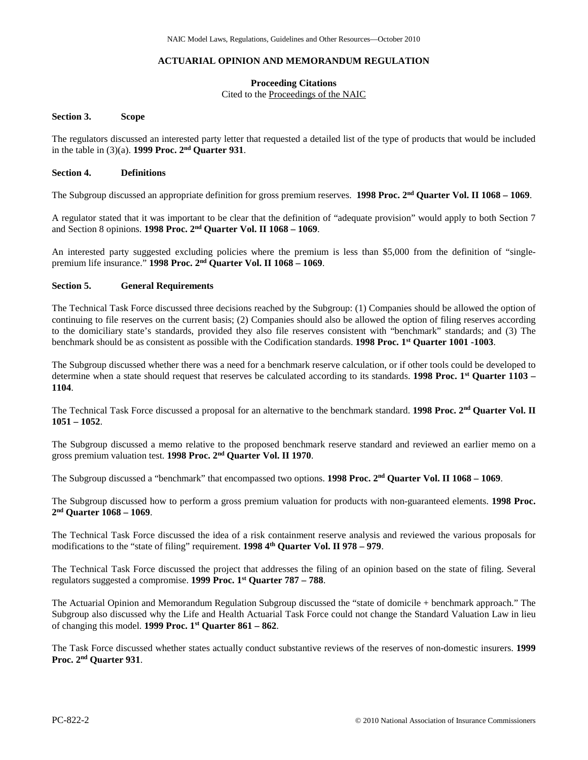## ACTUARIAL OPINION AND MEMORANDUM REGULATION

**Proceeding Citations**
Cited to the Proceedings of the NAIC

**Section 3. Scope**

The regulators discussed an interested party letter that requested a detailed list of the type of products that would be included in the table in (3)(a). **1999 Proc. 2nd Quarter 931**.

**Section 4. Definitions**

The Subgroup discussed an appropriate definition for gross premium reserves. **1998 Proc. 2nd Quarter Vol. II 1068 – 1069**.

A regulator stated that it was important to be clear that the definition of "adequate provision" would apply to both Section 7 and Section 8 opinions. **1998 Proc. 2nd Quarter Vol. II 1068 – 1069**.

An interested party suggested excluding policies where the premium is less than $5,000 from the definition of "single-premium life insurance." **1998 Proc. 2nd Quarter Vol. II 1068 – 1069**.

**Section 5. General Requirements**

The Technical Task Force discussed three decisions reached by the Subgroup: (1) Companies should be allowed the option of continuing to file reserves on the current basis; (2) Companies should also be allowed the option of filing reserves according to the domiciliary state's standards, provided they also file reserves consistent with "benchmark" standards; and (3) The benchmark should be as consistent as possible with the Codification standards. **1998 Proc. 1st Quarter 1001 -1003**.

The Subgroup discussed whether there was a need for a benchmark reserve calculation, or if other tools could be developed to determine when a state should request that reserves be calculated according to its standards. **1998 Proc. 1st Quarter 1103 – 1104**.

The Technical Task Force discussed a proposal for an alternative to the benchmark standard. **1998 Proc. 2nd Quarter Vol. II 1051 – 1052**.

The Subgroup discussed a memo relative to the proposed benchmark reserve standard and reviewed an earlier memo on a gross premium valuation test. **1998 Proc. 2nd Quarter Vol. II 1970**.

The Subgroup discussed a "benchmark" that encompassed two options. **1998 Proc. 2nd Quarter Vol. II 1068 – 1069**.

The Subgroup discussed how to perform a gross premium valuation for products with non-guaranteed elements. **1998 Proc. 2nd Quarter 1068 – 1069**.

The Technical Task Force discussed the idea of a risk containment reserve analysis and reviewed the various proposals for modifications to the "state of filing" requirement. **1998 4th Quarter Vol. II 978 – 979**.

The Technical Task Force discussed the project that addresses the filing of an opinion based on the state of filing. Several regulators suggested a compromise. **1999 Proc. 1st Quarter 787 – 788**.

The Actuarial Opinion and Memorandum Regulation Subgroup discussed the "state of domicile + benchmark approach." The Subgroup also discussed why the Life and Health Actuarial Task Force could not change the Standard Valuation Law in lieu of changing this model. **1999 Proc. 1st Quarter 861 – 862**.

The Task Force discussed whether states actually conduct substantive reviews of the reserves of non-domestic insurers. **1999 Proc. 2nd Quarter 931**.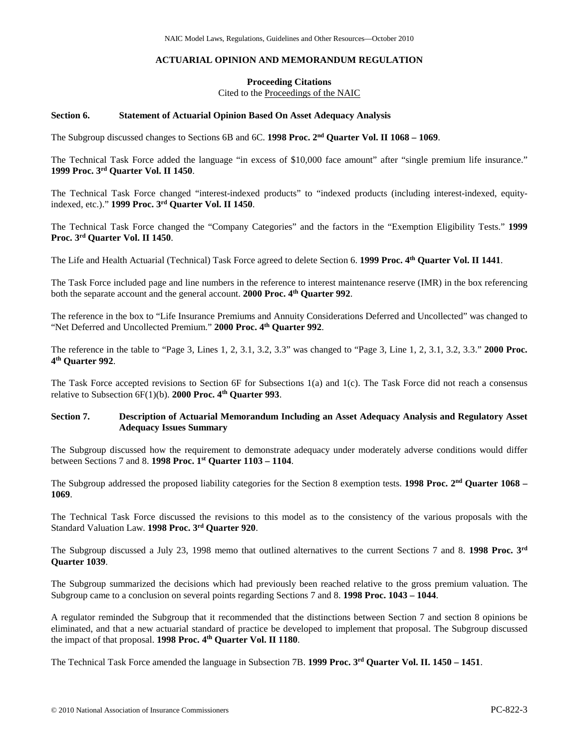## ACTUARIAL OPINION AND MEMORANDUM REGULATION

**Proceeding Citations**
Cited to the Proceedings of the NAIC

### Section 6. Statement of Actuarial Opinion Based On Asset Adequacy Analysis

The Subgroup discussed changes to Sections 6B and 6C. **1998 Proc. 2nd Quarter Vol. II 1068 – 1069**.

The Technical Task Force added the language "in excess of $10,000 face amount" after "single premium life insurance." **1999 Proc. 3rd Quarter Vol. II 1450**.

The Technical Task Force changed "interest-indexed products" to "indexed products (including interest-indexed, equity-indexed, etc.)." **1999 Proc. 3rd Quarter Vol. II 1450**.

The Technical Task Force changed the "Company Categories" and the factors in the "Exemption Eligibility Tests." **1999 Proc. 3rd Quarter Vol. II 1450**.

The Life and Health Actuarial (Technical) Task Force agreed to delete Section 6. **1999 Proc. 4th Quarter Vol. II 1441**.

The Task Force included page and line numbers in the reference to interest maintenance reserve (IMR) in the box referencing both the separate account and the general account. **2000 Proc. 4th Quarter 992**.

The reference in the box to "Life Insurance Premiums and Annuity Considerations Deferred and Uncollected" was changed to "Net Deferred and Uncollected Premium." **2000 Proc. 4th Quarter 992**.

The reference in the table to "Page 3, Lines 1, 2, 3.1, 3.2, 3.3" was changed to "Page 3, Line 1, 2, 3.1, 3.2, 3.3." **2000 Proc. 4th Quarter 992**.

The Task Force accepted revisions to Section 6F for Subsections 1(a) and 1(c). The Task Force did not reach a consensus relative to Subsection 6F(1)(b). **2000 Proc. 4th Quarter 993**.

### Section 7. Description of Actuarial Memorandum Including an Asset Adequacy Analysis and Regulatory Asset Adequacy Issues Summary

The Subgroup discussed how the requirement to demonstrate adequacy under moderately adverse conditions would differ between Sections 7 and 8. **1998 Proc. 1st Quarter 1103 – 1104**.

The Subgroup addressed the proposed liability categories for the Section 8 exemption tests. **1998 Proc. 2nd Quarter 1068 – 1069**.

The Technical Task Force discussed the revisions to this model as to the consistency of the various proposals with the Standard Valuation Law. **1998 Proc. 3rd Quarter 920**.

The Subgroup discussed a July 23, 1998 memo that outlined alternatives to the current Sections 7 and 8. **1998 Proc. 3rd Quarter 1039**.

The Subgroup summarized the decisions which had previously been reached relative to the gross premium valuation. The Subgroup came to a conclusion on several points regarding Sections 7 and 8. **1998 Proc. 1043 – 1044**.

A regulator reminded the Subgroup that it recommended that the distinctions between Section 7 and section 8 opinions be eliminated, and that a new actuarial standard of practice be developed to implement that proposal. The Subgroup discussed the impact of that proposal. **1998 Proc. 4th Quarter Vol. II 1180**.

The Technical Task Force amended the language in Subsection 7B. **1999 Proc. 3rd Quarter Vol. II. 1450 – 1451**.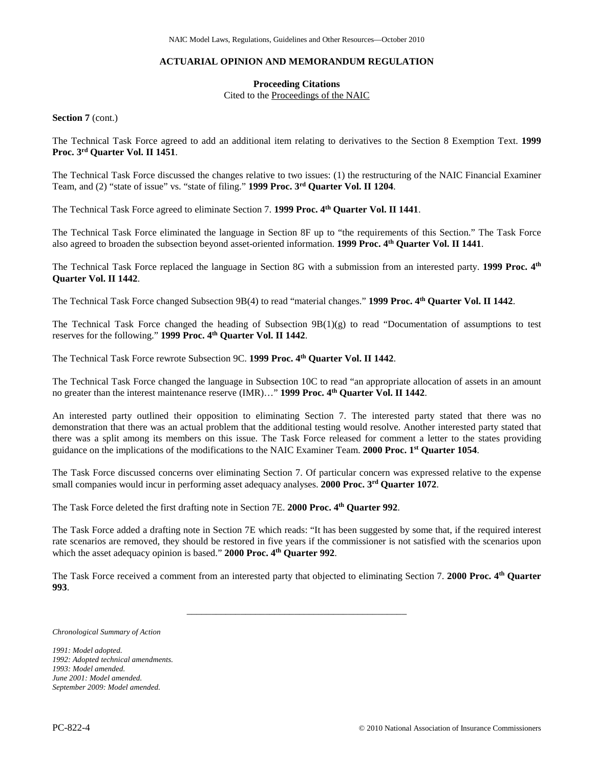## ACTUARIAL OPINION AND MEMORANDUM REGULATION

**Proceeding Citations**
Cited to the Proceedings of the NAIC

**Section 7** (cont.)

The Technical Task Force agreed to add an additional item relating to derivatives to the Section 8 Exemption Text. **1999 Proc. 3rd Quarter Vol. II 1451**.

The Technical Task Force discussed the changes relative to two issues: (1) the restructuring of the NAIC Financial Examiner Team, and (2) "state of issue" vs. "state of filing." **1999 Proc. 3rd Quarter Vol. II 1204**.

The Technical Task Force agreed to eliminate Section 7. **1999 Proc. 4th Quarter Vol. II 1441**.

The Technical Task Force eliminated the language in Section 8F up to "the requirements of this Section." The Task Force also agreed to broaden the subsection beyond asset-oriented information. **1999 Proc. 4th Quarter Vol. II 1441**.

The Technical Task Force replaced the language in Section 8G with a submission from an interested party. **1999 Proc. 4th Quarter Vol. II 1442**.

The Technical Task Force changed Subsection 9B(4) to read "material changes." **1999 Proc. 4th Quarter Vol. II 1442**.

The Technical Task Force changed the heading of Subsection 9B(1)(g) to read "Documentation of assumptions to test reserves for the following." **1999 Proc. 4th Quarter Vol. II 1442**.

The Technical Task Force rewrote Subsection 9C. **1999 Proc. 4th Quarter Vol. II 1442**.

The Technical Task Force changed the language in Subsection 10C to read "an appropriate allocation of assets in an amount no greater than the interest maintenance reserve (IMR)…" **1999 Proc. 4th Quarter Vol. II 1442**.

An interested party outlined their opposition to eliminating Section 7. The interested party stated that there was no demonstration that there was an actual problem that the additional testing would resolve. Another interested party stated that there was a split among its members on this issue. The Task Force released for comment a letter to the states providing guidance on the implications of the modifications to the NAIC Examiner Team. **2000 Proc. 1st Quarter 1054**.

The Task Force discussed concerns over eliminating Section 7. Of particular concern was expressed relative to the expense small companies would incur in performing asset adequacy analyses. **2000 Proc. 3rd Quarter 1072**.

The Task Force deleted the first drafting note in Section 7E. **2000 Proc. 4th Quarter 992**.

The Task Force added a drafting note in Section 7E which reads: "It has been suggested by some that, if the required interest rate scenarios are removed, they should be restored in five years if the commissioner is not satisfied with the scenarios upon which the asset adequacy opinion is based." **2000 Proc. 4th Quarter 992**.

The Task Force received a comment from an interested party that objected to eliminating Section 7. **2000 Proc. 4th Quarter 993**.

---

*Chronological Summary of Action*

*1991: Model adopted.*
*1992: Adopted technical amendments.*
*1993: Model amended.*
*June 2001: Model amended.*
*September 2009: Model amended.*